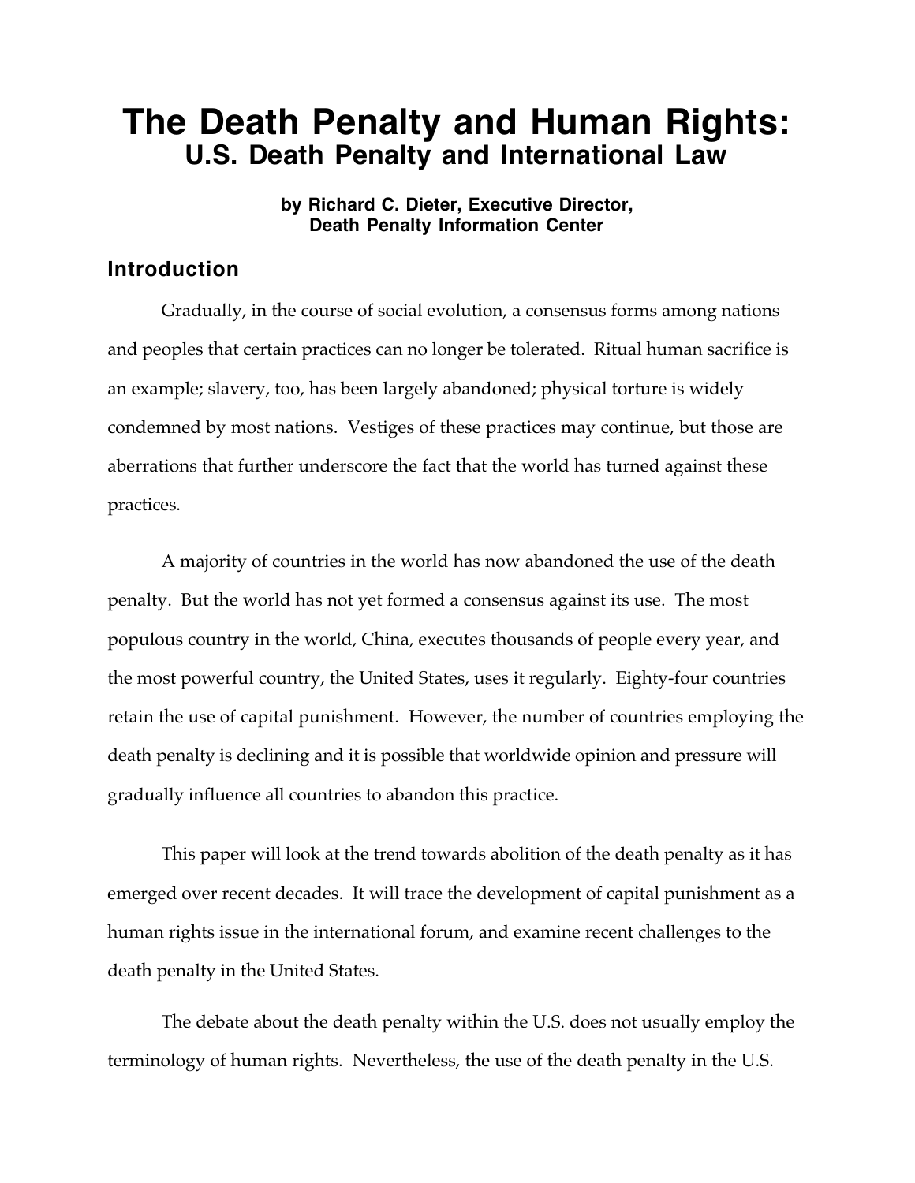# The Death Penalty and Human Rights:
## U.S. Death Penalty and International Law

**by Richard C. Dieter, Executive Director, Death Penalty Information Center**

### Introduction

Gradually, in the course of social evolution, a consensus forms among nations and peoples that certain practices can no longer be tolerated. Ritual human sacrifice is an example; slavery, too, has been largely abandoned; physical torture is widely condemned by most nations. Vestiges of these practices may continue, but those are aberrations that further underscore the fact that the world has turned against these practices.

A majority of countries in the world has now abandoned the use of the death penalty. But the world has not yet formed a consensus against its use. The most populous country in the world, China, executes thousands of people every year, and the most powerful country, the United States, uses it regularly. Eighty-four countries retain the use of capital punishment. However, the number of countries employing the death penalty is declining and it is possible that worldwide opinion and pressure will gradually influence all countries to abandon this practice.

This paper will look at the trend towards abolition of the death penalty as it has emerged over recent decades. It will trace the development of capital punishment as a human rights issue in the international forum, and examine recent challenges to the death penalty in the United States.

The debate about the death penalty within the U.S. does not usually employ the terminology of human rights. Nevertheless, the use of the death penalty in the U.S.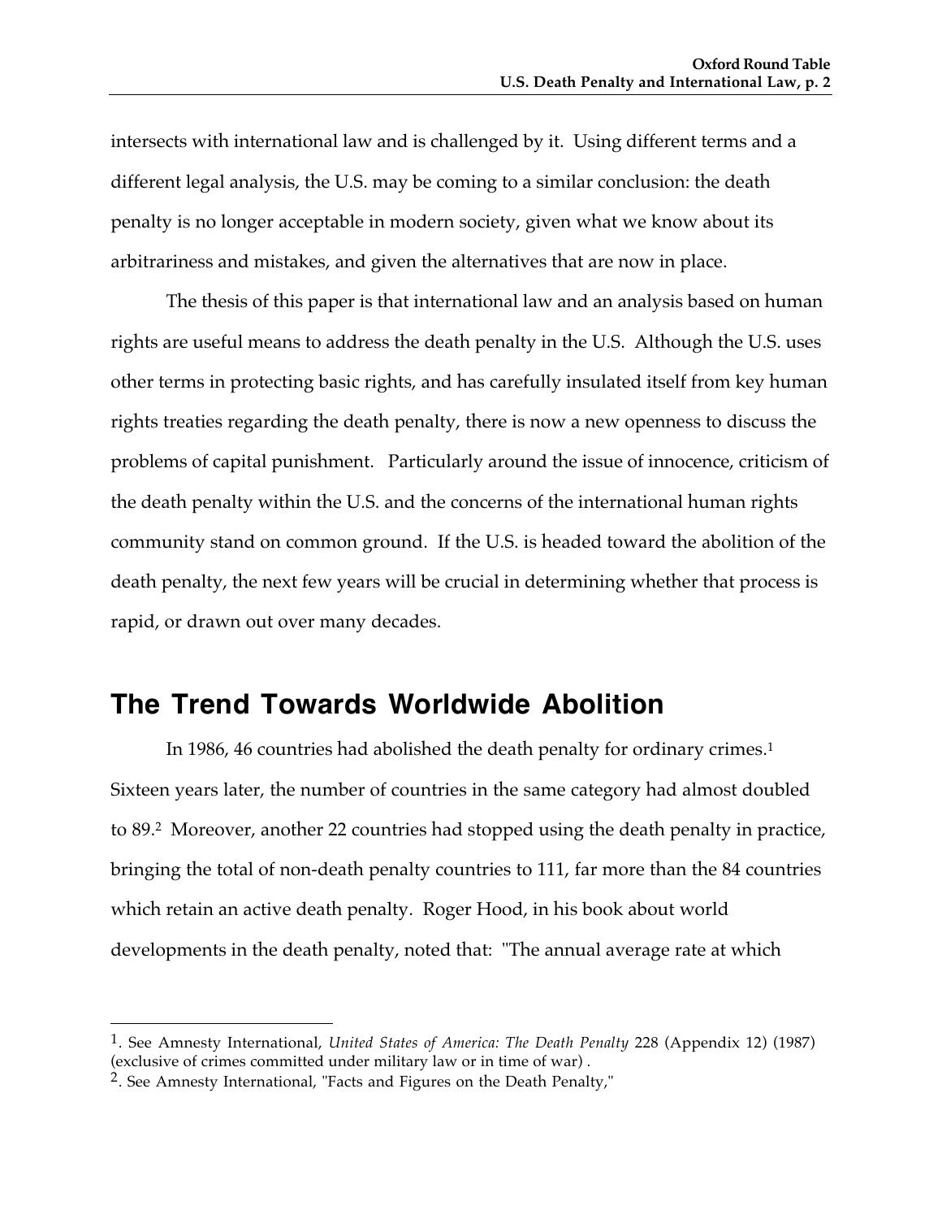intersects with international law and is challenged by it. Using different terms and a different legal analysis, the U.S. may be coming to a similar conclusion: the death penalty is no longer acceptable in modern society, given what we know about its arbitrariness and mistakes, and given the alternatives that are now in place.

The thesis of this paper is that international law and an analysis based on human rights are useful means to address the death penalty in the U.S. Although the U.S. uses other terms in protecting basic rights, and has carefully insulated itself from key human rights treaties regarding the death penalty, there is now a new openness to discuss the problems of capital punishment. Particularly around the issue of innocence, criticism of the death penalty within the U.S. and the concerns of the international human rights community stand on common ground. If the U.S. is headed toward the abolition of the death penalty, the next few years will be crucial in determining whether that process is rapid, or drawn out over many decades.

## The Trend Towards Worldwide Abolition

In 1986, 46 countries had abolished the death penalty for ordinary crimes.[1] Sixteen years later, the number of countries in the same category had almost doubled to 89.[2] Moreover, another 22 countries had stopped using the death penalty in practice, bringing the total of non-death penalty countries to 111, far more than the 84 countries which retain an active death penalty. Roger Hood, in his book about world developments in the death penalty, noted that: "The annual average rate at which

---

1. See Amnesty International, *United States of America: The Death Penalty* 228 (Appendix 12) (1987) (exclusive of crimes committed under military law or in time of war) .

2. See Amnesty International, "Facts and Figures on the Death Penalty,"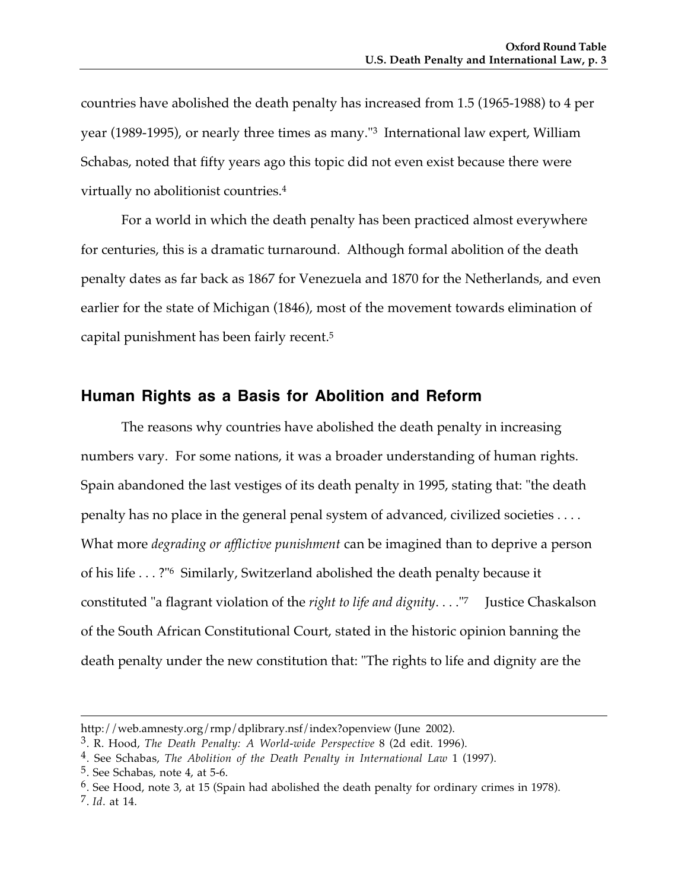countries have abolished the death penalty has increased from 1.5 (1965-1988) to 4 per year (1989-1995), or nearly three times as many."[3] International law expert, William Schabas, noted that fifty years ago this topic did not even exist because there were virtually no abolitionist countries.[4]

For a world in which the death penalty has been practiced almost everywhere for centuries, this is a dramatic turnaround. Although formal abolition of the death penalty dates as far back as 1867 for Venezuela and 1870 for the Netherlands, and even earlier for the state of Michigan (1846), most of the movement towards elimination of capital punishment has been fairly recent.[5]

## Human Rights as a Basis for Abolition and Reform

The reasons why countries have abolished the death penalty in increasing numbers vary. For some nations, it was a broader understanding of human rights. Spain abandoned the last vestiges of its death penalty in 1995, stating that: "the death penalty has no place in the general penal system of advanced, civilized societies . . . . What more *degrading or afflictive punishment* can be imagined than to deprive a person of his life . . . ?"[6] Similarly, Switzerland abolished the death penalty because it constituted "a flagrant violation of the *right to life and dignity*. . . ."[7] Justice Chaskalson of the South African Constitutional Court, stated in the historic opinion banning the death penalty under the new constitution that: "The rights to life and dignity are the

---

http://web.amnesty.org/rmp/dplibrary.nsf/index?openview (June 2002).

3. R. Hood, *The Death Penalty: A World-wide Perspective* 8 (2d edit. 1996).

4. See Schabas, *The Abolition of the Death Penalty in International Law* 1 (1997).

5. See Schabas, note 4, at 5-6.

6. See Hood, note 3, at 15 (Spain had abolished the death penalty for ordinary crimes in 1978).

7. *Id*. at 14.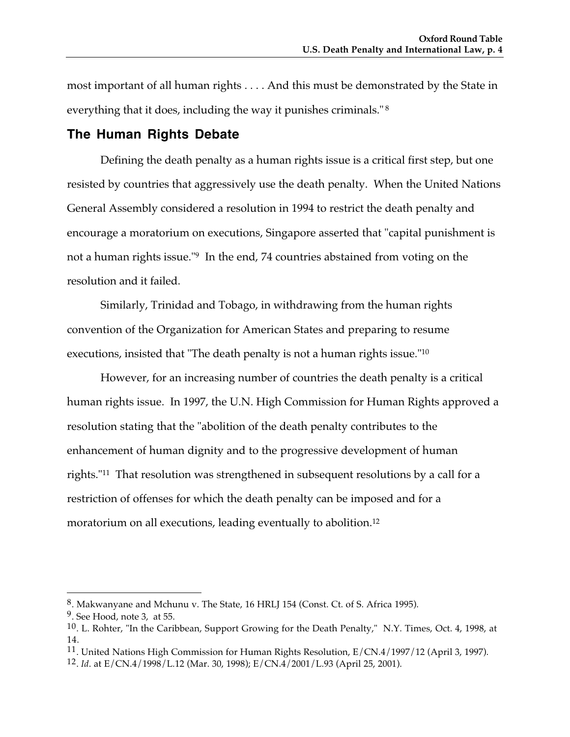most important of all human rights . . . . And this must be demonstrated by the State in everything that it does, including the way it punishes criminals."[8]

## The Human Rights Debate

Defining the death penalty as a human rights issue is a critical first step, but one resisted by countries that aggressively use the death penalty. When the United Nations General Assembly considered a resolution in 1994 to restrict the death penalty and encourage a moratorium on executions, Singapore asserted that "capital punishment is not a human rights issue."[9] In the end, 74 countries abstained from voting on the resolution and it failed.

Similarly, Trinidad and Tobago, in withdrawing from the human rights convention of the Organization for American States and preparing to resume executions, insisted that "The death penalty is not a human rights issue."[10]

However, for an increasing number of countries the death penalty is a critical human rights issue. In 1997, the U.N. High Commission for Human Rights approved a resolution stating that the "abolition of the death penalty contributes to the enhancement of human dignity and to the progressive development of human rights."[11] That resolution was strengthened in subsequent resolutions by a call for a restriction of offenses for which the death penalty can be imposed and for a moratorium on all executions, leading eventually to abolition.[12]

---

8. Makwanyane and Mchunu v. The State, 16 HRLJ 154 (Const. Ct. of S. Africa 1995).

9. See Hood, note 3, at 55.

10. L. Rohter, "In the Caribbean, Support Growing for the Death Penalty," N.Y. Times, Oct. 4, 1998, at 14.

11. United Nations High Commission for Human Rights Resolution, E/CN.4/1997/12 (April 3, 1997).

12. *Id*. at E/CN.4/1998/L.12 (Mar. 30, 1998); E/CN.4/2001/L.93 (April 25, 2001).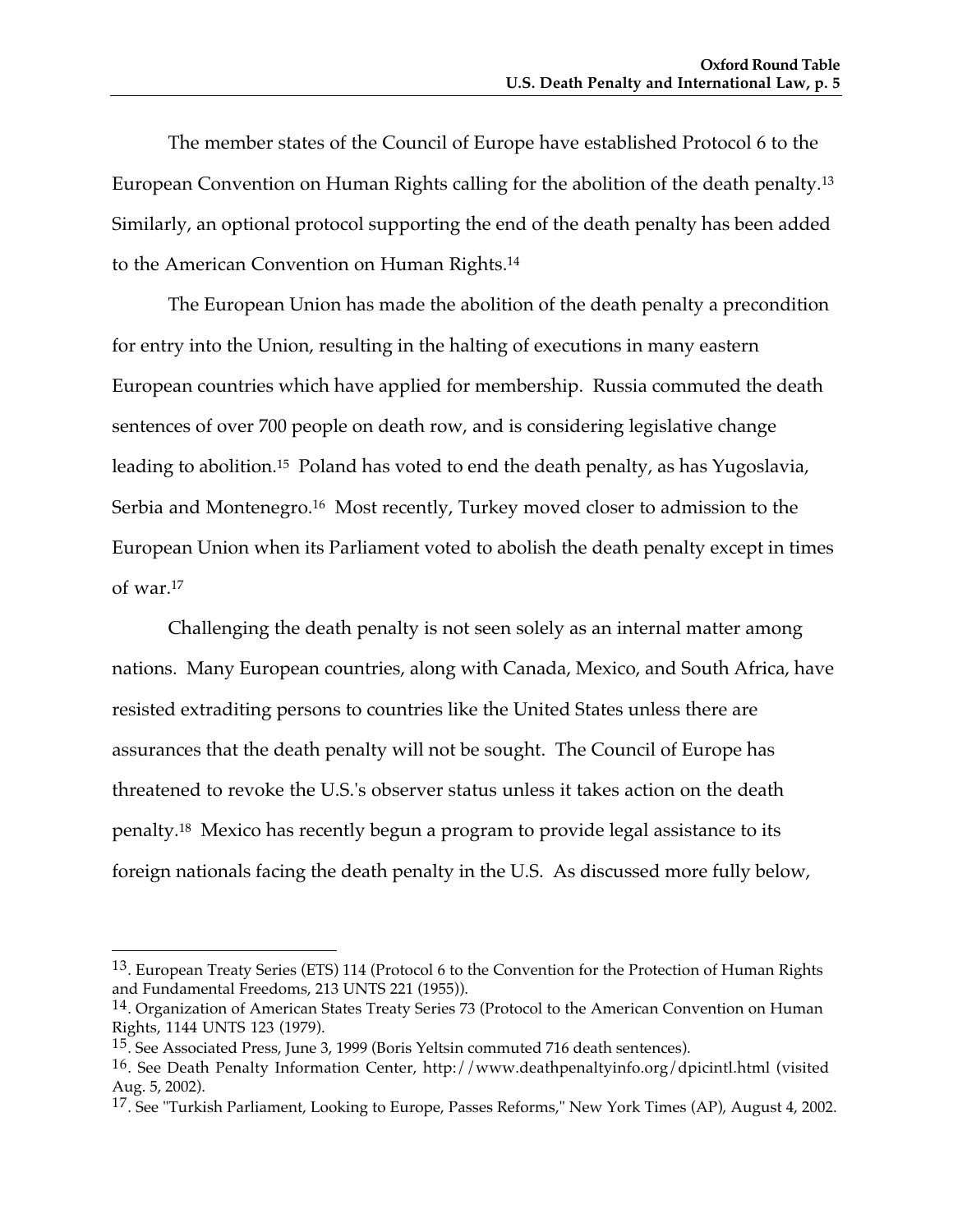The member states of the Council of Europe have established Protocol 6 to the European Convention on Human Rights calling for the abolition of the death penalty.[13] Similarly, an optional protocol supporting the end of the death penalty has been added to the American Convention on Human Rights.[14]

The European Union has made the abolition of the death penalty a precondition for entry into the Union, resulting in the halting of executions in many eastern European countries which have applied for membership. Russia commuted the death sentences of over 700 people on death row, and is considering legislative change leading to abolition.[15] Poland has voted to end the death penalty, as has Yugoslavia, Serbia and Montenegro.[16] Most recently, Turkey moved closer to admission to the European Union when its Parliament voted to abolish the death penalty except in times of war.[17]

Challenging the death penalty is not seen solely as an internal matter among nations. Many European countries, along with Canada, Mexico, and South Africa, have resisted extraditing persons to countries like the United States unless there are assurances that the death penalty will not be sought. The Council of Europe has threatened to revoke the U.S.'s observer status unless it takes action on the death penalty.[18] Mexico has recently begun a program to provide legal assistance to its foreign nationals facing the death penalty in the U.S. As discussed more fully below,

---

[13]. European Treaty Series (ETS) 114 (Protocol 6 to the Convention for the Protection of Human Rights and Fundamental Freedoms, 213 UNTS 221 (1955)).

[14]. Organization of American States Treaty Series 73 (Protocol to the American Convention on Human Rights, 1144 UNTS 123 (1979).

[15]. See Associated Press, June 3, 1999 (Boris Yeltsin commuted 716 death sentences).

[16]. See Death Penalty Information Center, http://www.deathpenaltyinfo.org/dpicintl.html (visited Aug. 5, 2002).

[17]. See "Turkish Parliament, Looking to Europe, Passes Reforms," New York Times (AP), August 4, 2002.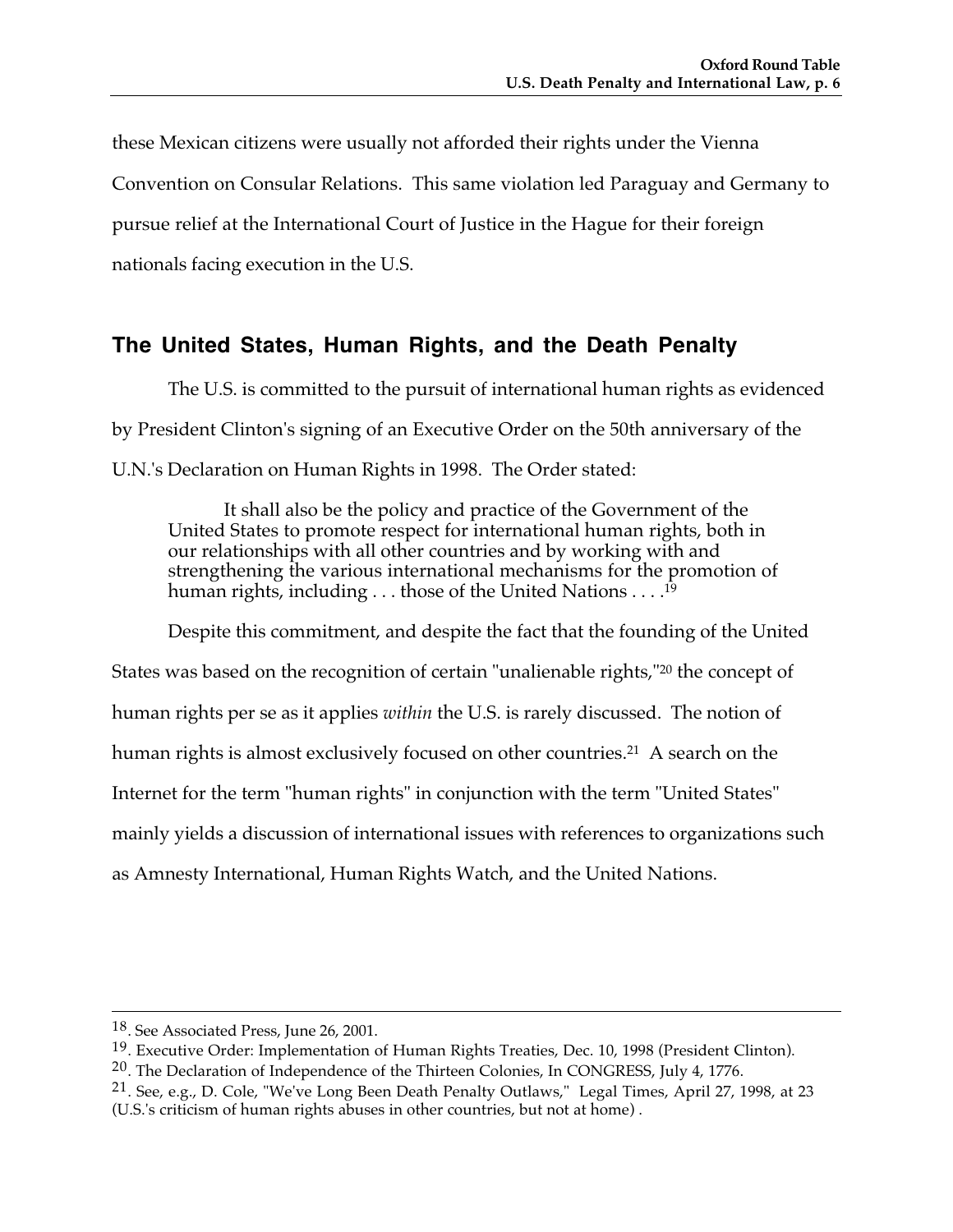these Mexican citizens were usually not afforded their rights under the Vienna Convention on Consular Relations. This same violation led Paraguay and Germany to pursue relief at the International Court of Justice in the Hague for their foreign nationals facing execution in the U.S.

## The United States, Human Rights, and the Death Penalty

The U.S. is committed to the pursuit of international human rights as evidenced by President Clinton's signing of an Executive Order on the 50th anniversary of the U.N.'s Declaration on Human Rights in 1998. The Order stated:

> It shall also be the policy and practice of the Government of the United States to promote respect for international human rights, both in our relationships with all other countries and by working with and strengthening the various international mechanisms for the promotion of human rights, including . . . those of the United Nations . . . .[19]

Despite this commitment, and despite the fact that the founding of the United States was based on the recognition of certain "unalienable rights,"[20] the concept of human rights per se as it applies *within* the U.S. is rarely discussed. The notion of human rights is almost exclusively focused on other countries.[21] A search on the Internet for the term "human rights" in conjunction with the term "United States" mainly yields a discussion of international issues with references to organizations such as Amnesty International, Human Rights Watch, and the United Nations.

---

18. See Associated Press, June 26, 2001.

19. Executive Order: Implementation of Human Rights Treaties, Dec. 10, 1998 (President Clinton).

20. The Declaration of Independence of the Thirteen Colonies, In CONGRESS, July 4, 1776.

21. See, e.g., D. Cole, "We've Long Been Death Penalty Outlaws," Legal Times, April 27, 1998, at 23 (U.S.'s criticism of human rights abuses in other countries, but not at home) .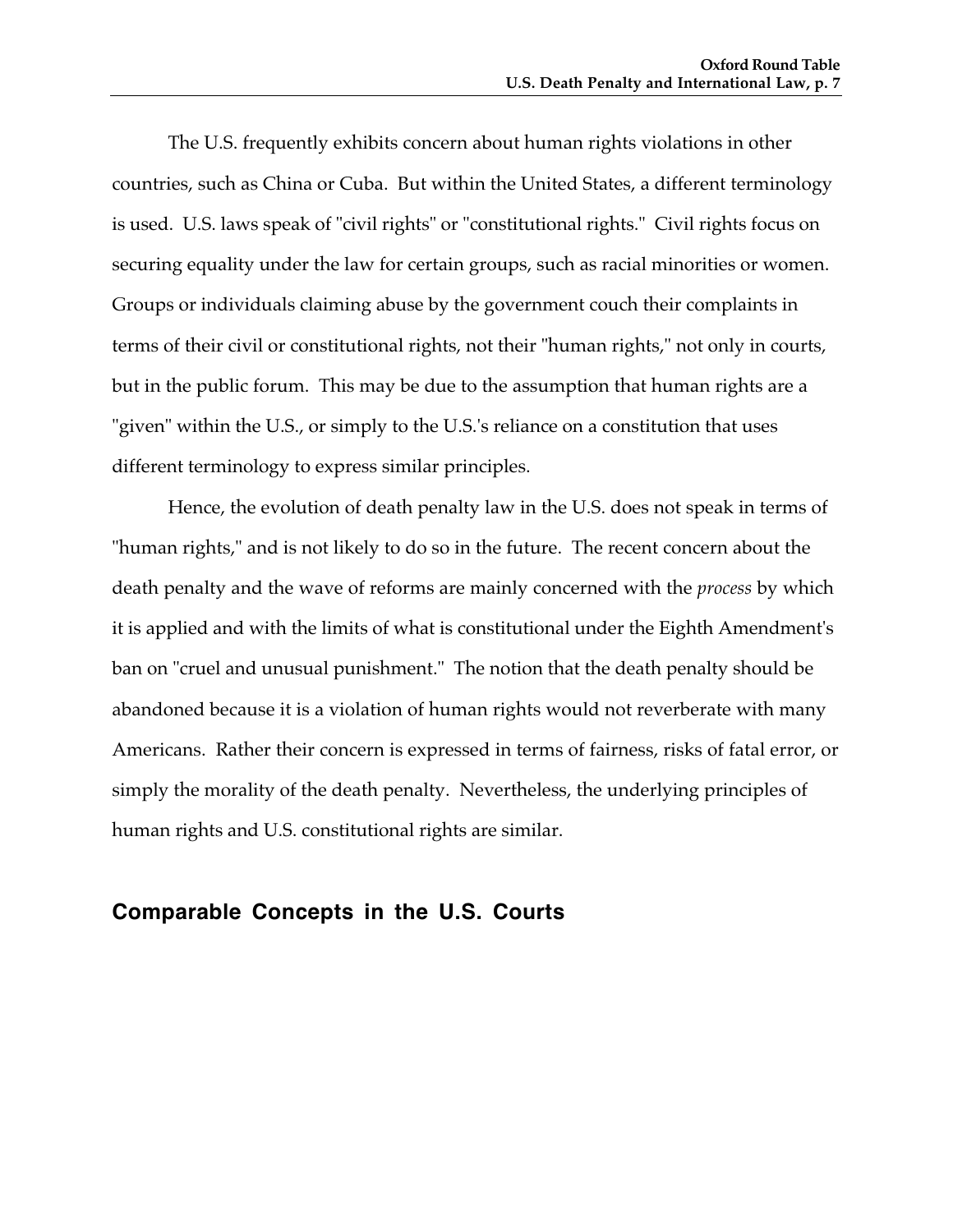The U.S. frequently exhibits concern about human rights violations in other countries, such as China or Cuba. But within the United States, a different terminology is used. U.S. laws speak of "civil rights" or "constitutional rights." Civil rights focus on securing equality under the law for certain groups, such as racial minorities or women. Groups or individuals claiming abuse by the government couch their complaints in terms of their civil or constitutional rights, not their "human rights," not only in courts, but in the public forum. This may be due to the assumption that human rights are a "given" within the U.S., or simply to the U.S.'s reliance on a constitution that uses different terminology to express similar principles.

Hence, the evolution of death penalty law in the U.S. does not speak in terms of "human rights," and is not likely to do so in the future. The recent concern about the death penalty and the wave of reforms are mainly concerned with the *process* by which it is applied and with the limits of what is constitutional under the Eighth Amendment's ban on "cruel and unusual punishment." The notion that the death penalty should be abandoned because it is a violation of human rights would not reverberate with many Americans. Rather their concern is expressed in terms of fairness, risks of fatal error, or simply the morality of the death penalty. Nevertheless, the underlying principles of human rights and U.S. constitutional rights are similar.

## Comparable Concepts in the U.S. Courts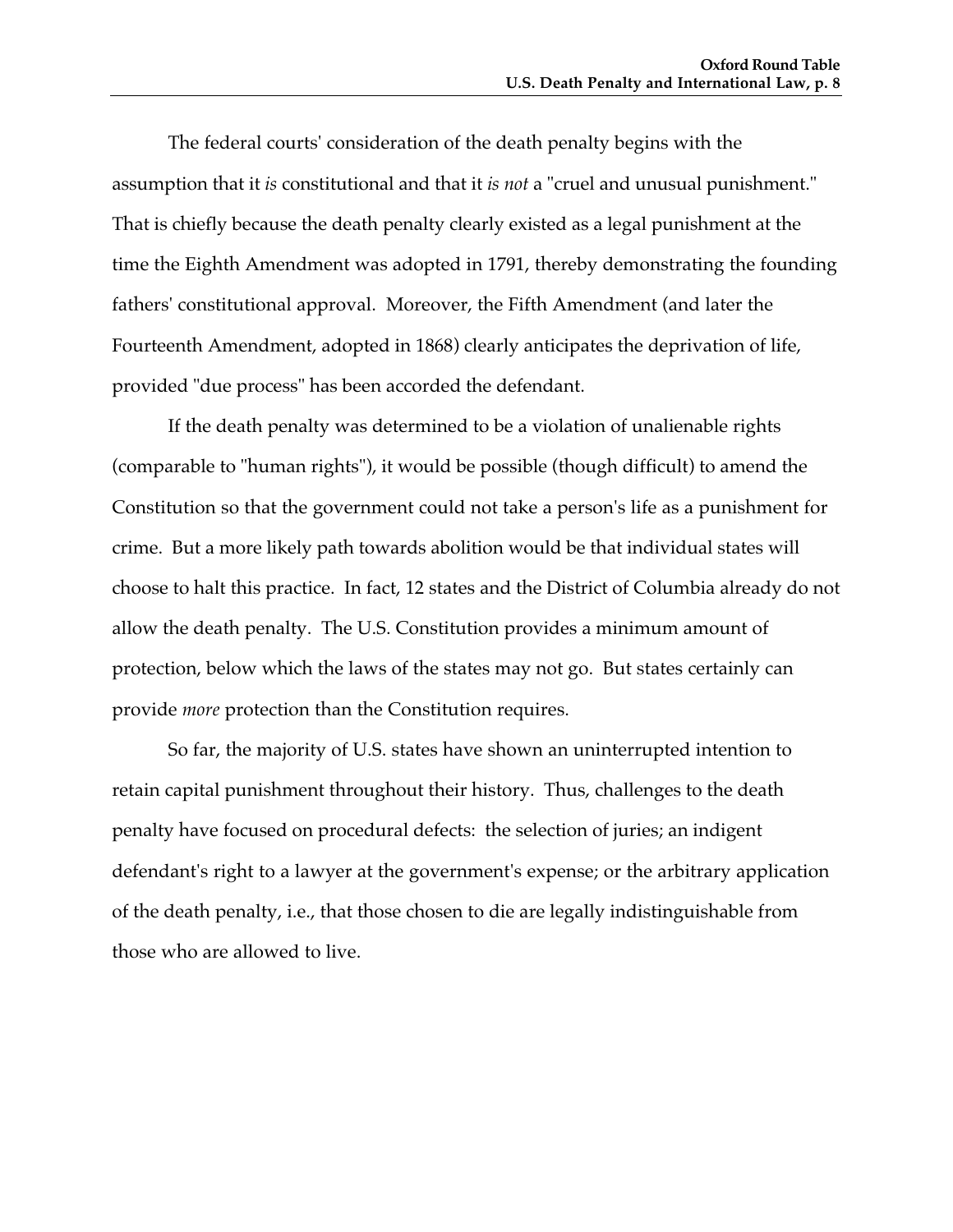The federal courts' consideration of the death penalty begins with the assumption that it *is* constitutional and that it *is not* a "cruel and unusual punishment." That is chiefly because the death penalty clearly existed as a legal punishment at the time the Eighth Amendment was adopted in 1791, thereby demonstrating the founding fathers' constitutional approval. Moreover, the Fifth Amendment (and later the Fourteenth Amendment, adopted in 1868) clearly anticipates the deprivation of life, provided "due process" has been accorded the defendant.

If the death penalty was determined to be a violation of unalienable rights (comparable to "human rights"), it would be possible (though difficult) to amend the Constitution so that the government could not take a person's life as a punishment for crime. But a more likely path towards abolition would be that individual states will choose to halt this practice. In fact, 12 states and the District of Columbia already do not allow the death penalty. The U.S. Constitution provides a minimum amount of protection, below which the laws of the states may not go. But states certainly can provide *more* protection than the Constitution requires.

So far, the majority of U.S. states have shown an uninterrupted intention to retain capital punishment throughout their history. Thus, challenges to the death penalty have focused on procedural defects: the selection of juries; an indigent defendant's right to a lawyer at the government's expense; or the arbitrary application of the death penalty, i.e., that those chosen to die are legally indistinguishable from those who are allowed to live.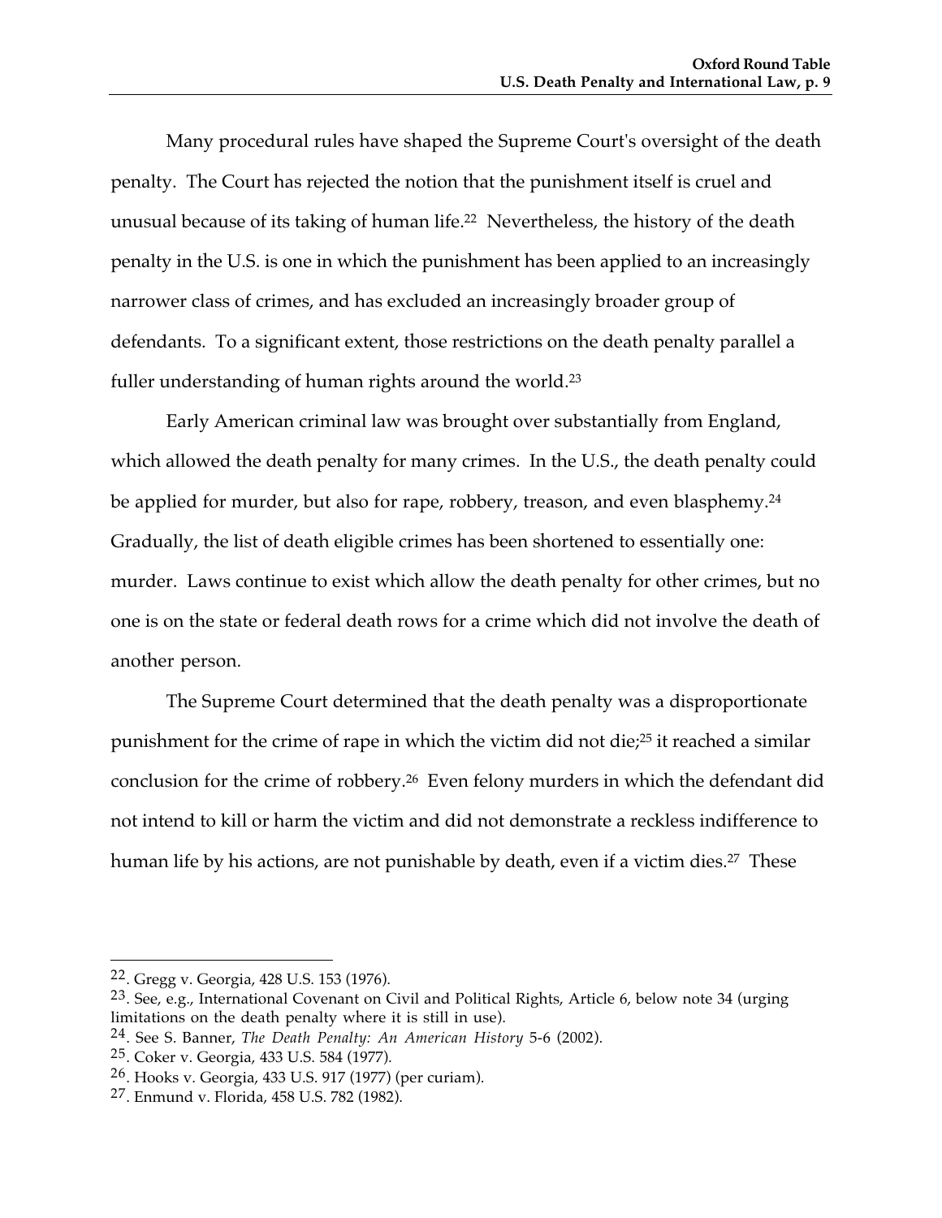Many procedural rules have shaped the Supreme Court's oversight of the death penalty. The Court has rejected the notion that the punishment itself is cruel and unusual because of its taking of human life.[22] Nevertheless, the history of the death penalty in the U.S. is one in which the punishment has been applied to an increasingly narrower class of crimes, and has excluded an increasingly broader group of defendants. To a significant extent, those restrictions on the death penalty parallel a fuller understanding of human rights around the world.[23]

Early American criminal law was brought over substantially from England, which allowed the death penalty for many crimes. In the U.S., the death penalty could be applied for murder, but also for rape, robbery, treason, and even blasphemy.[24] Gradually, the list of death eligible crimes has been shortened to essentially one: murder. Laws continue to exist which allow the death penalty for other crimes, but no one is on the state or federal death rows for a crime which did not involve the death of another person.

The Supreme Court determined that the death penalty was a disproportionate punishment for the crime of rape in which the victim did not die;[25] it reached a similar conclusion for the crime of robbery.[26] Even felony murders in which the defendant did not intend to kill or harm the victim and did not demonstrate a reckless indifference to human life by his actions, are not punishable by death, even if a victim dies.[27] These

---

22. Gregg v. Georgia, 428 U.S. 153 (1976).

23. See, e.g., International Covenant on Civil and Political Rights, Article 6, below note 34 (urging limitations on the death penalty where it is still in use).

24. See S. Banner, *The Death Penalty: An American History* 5-6 (2002).

25. Coker v. Georgia, 433 U.S. 584 (1977).

26. Hooks v. Georgia, 433 U.S. 917 (1977) (per curiam).

27. Enmund v. Florida, 458 U.S. 782 (1982).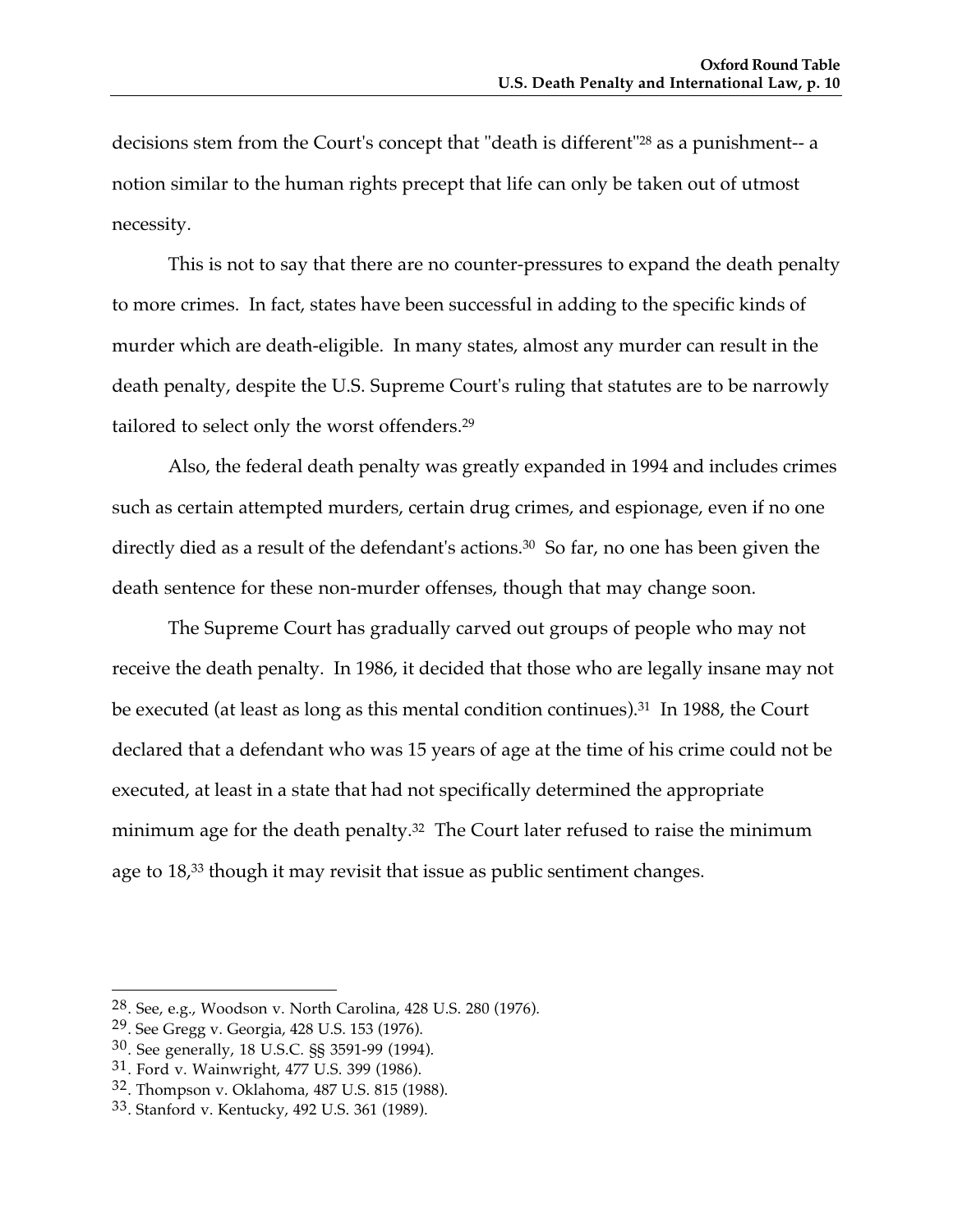decisions stem from the Court's concept that "death is different"[28] as a punishment-- a notion similar to the human rights precept that life can only be taken out of utmost necessity.

This is not to say that there are no counter-pressures to expand the death penalty to more crimes. In fact, states have been successful in adding to the specific kinds of murder which are death-eligible. In many states, almost any murder can result in the death penalty, despite the U.S. Supreme Court's ruling that statutes are to be narrowly tailored to select only the worst offenders.[29]

Also, the federal death penalty was greatly expanded in 1994 and includes crimes such as certain attempted murders, certain drug crimes, and espionage, even if no one directly died as a result of the defendant's actions.[30] So far, no one has been given the death sentence for these non-murder offenses, though that may change soon.

The Supreme Court has gradually carved out groups of people who may not receive the death penalty. In 1986, it decided that those who are legally insane may not be executed (at least as long as this mental condition continues).[31] In 1988, the Court declared that a defendant who was 15 years of age at the time of his crime could not be executed, at least in a state that had not specifically determined the appropriate minimum age for the death penalty.[32] The Court later refused to raise the minimum age to 18,[33] though it may revisit that issue as public sentiment changes.

---

[28]. See, e.g., Woodson v. North Carolina, 428 U.S. 280 (1976).

[29]. See Gregg v. Georgia, 428 U.S. 153 (1976).

[30]. See generally, 18 U.S.C. §§ 3591-99 (1994).

[31]. Ford v. Wainwright, 477 U.S. 399 (1986).

[32]. Thompson v. Oklahoma, 487 U.S. 815 (1988).

[33]. Stanford v. Kentucky, 492 U.S. 361 (1989).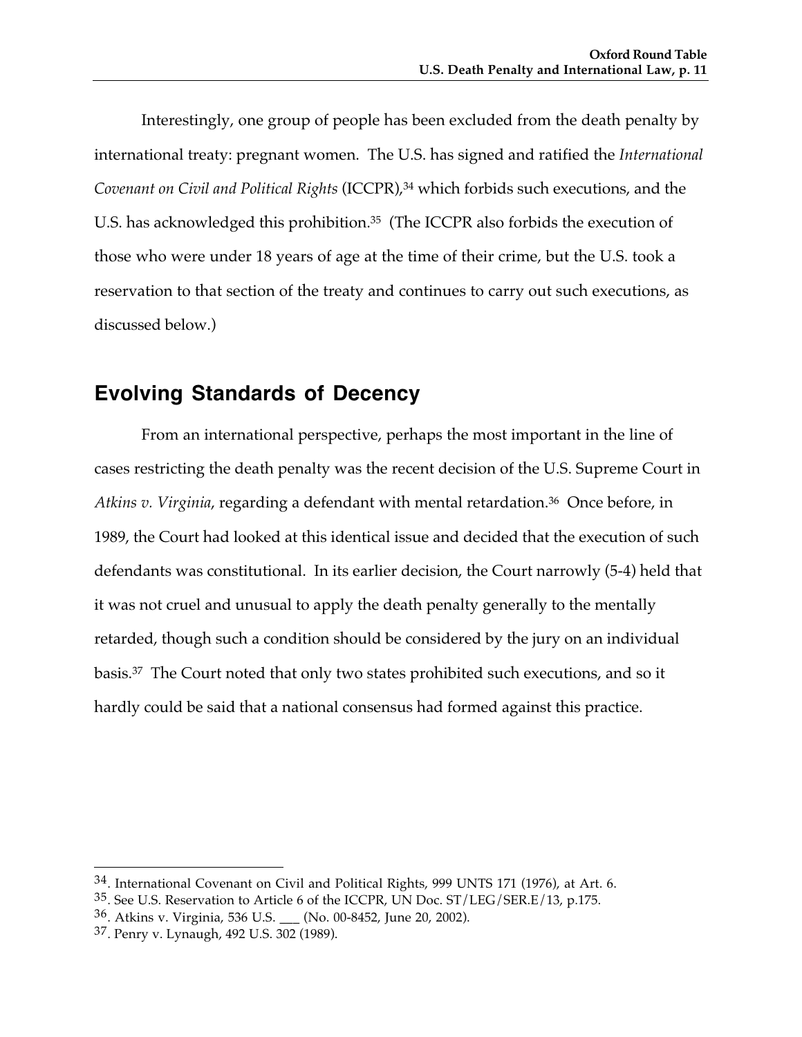Interestingly, one group of people has been excluded from the death penalty by international treaty: pregnant women. The U.S. has signed and ratified the *International Covenant on Civil and Political Rights* (ICCPR),[34] which forbids such executions, and the U.S. has acknowledged this prohibition.[35] (The ICCPR also forbids the execution of those who were under 18 years of age at the time of their crime, but the U.S. took a reservation to that section of the treaty and continues to carry out such executions, as discussed below.)

## Evolving Standards of Decency

From an international perspective, perhaps the most important in the line of cases restricting the death penalty was the recent decision of the U.S. Supreme Court in *Atkins v. Virginia*, regarding a defendant with mental retardation.[36] Once before, in 1989, the Court had looked at this identical issue and decided that the execution of such defendants was constitutional. In its earlier decision, the Court narrowly (5-4) held that it was not cruel and unusual to apply the death penalty generally to the mentally retarded, though such a condition should be considered by the jury on an individual basis.[37] The Court noted that only two states prohibited such executions, and so it hardly could be said that a national consensus had formed against this practice.

---

34. International Covenant on Civil and Political Rights, 999 UNTS 171 (1976), at Art. 6.

35. See U.S. Reservation to Article 6 of the ICCPR, UN Doc. ST/LEG/SER.E/13, p.175.

36. Atkins v. Virginia, 536 U.S. ___ (No. 00-8452, June 20, 2002).

37. Penry v. Lynaugh, 492 U.S. 302 (1989).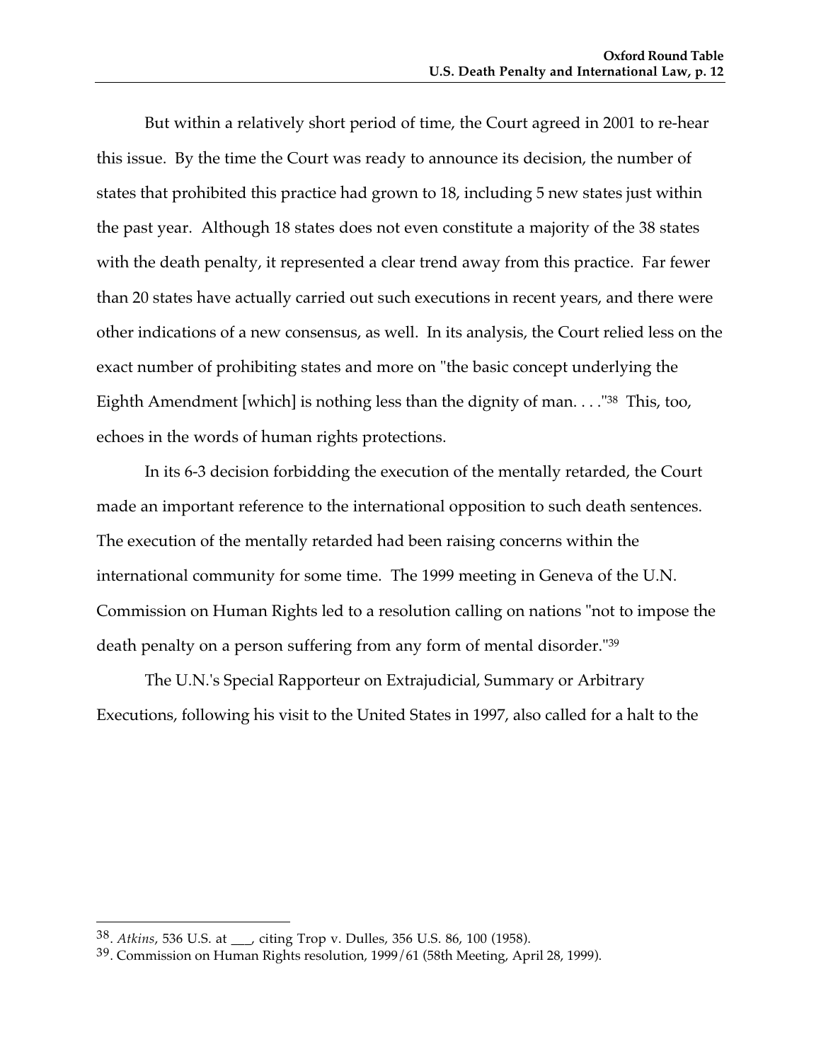But within a relatively short period of time, the Court agreed in 2001 to re-hear this issue. By the time the Court was ready to announce its decision, the number of states that prohibited this practice had grown to 18, including 5 new states just within the past year. Although 18 states does not even constitute a majority of the 38 states with the death penalty, it represented a clear trend away from this practice. Far fewer than 20 states have actually carried out such executions in recent years, and there were other indications of a new consensus, as well. In its analysis, the Court relied less on the exact number of prohibiting states and more on "the basic concept underlying the Eighth Amendment [which] is nothing less than the dignity of man. . . ."[38] This, too, echoes in the words of human rights protections.

In its 6-3 decision forbidding the execution of the mentally retarded, the Court made an important reference to the international opposition to such death sentences. The execution of the mentally retarded had been raising concerns within the international community for some time. The 1999 meeting in Geneva of the U.N. Commission on Human Rights led to a resolution calling on nations "not to impose the death penalty on a person suffering from any form of mental disorder."[39]

The U.N.'s Special Rapporteur on Extrajudicial, Summary or Arbitrary Executions, following his visit to the United States in 1997, also called for a halt to the

---

[38]. *Atkins*, 536 U.S. at ___, citing Trop v. Dulles, 356 U.S. 86, 100 (1958).

[39]. Commission on Human Rights resolution, 1999/61 (58th Meeting, April 28, 1999).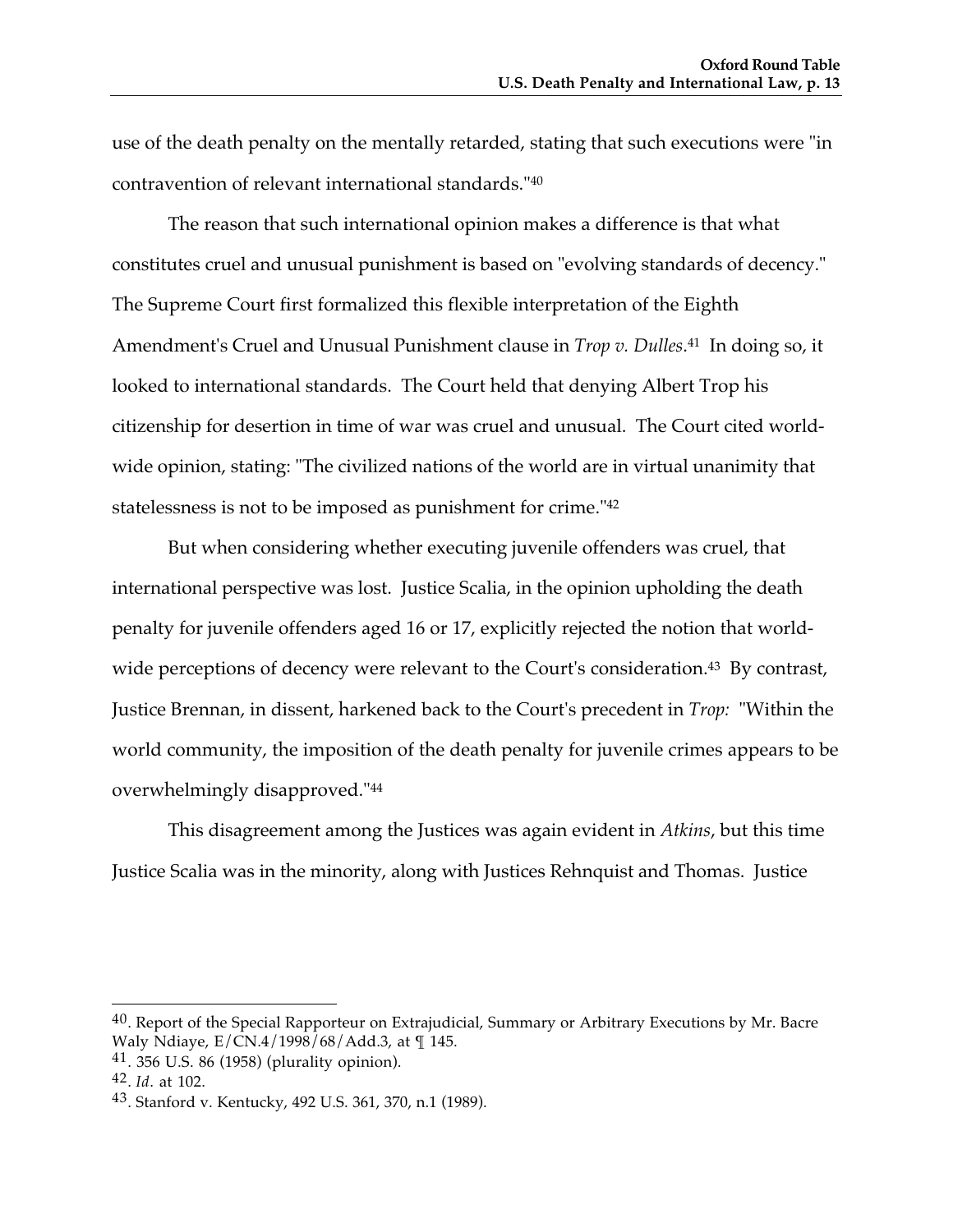use of the death penalty on the mentally retarded, stating that such executions were "in contravention of relevant international standards."[40]

The reason that such international opinion makes a difference is that what constitutes cruel and unusual punishment is based on "evolving standards of decency." The Supreme Court first formalized this flexible interpretation of the Eighth Amendment's Cruel and Unusual Punishment clause in *Trop v. Dulles*.[41] In doing so, it looked to international standards. The Court held that denying Albert Trop his citizenship for desertion in time of war was cruel and unusual. The Court cited world-wide opinion, stating: "The civilized nations of the world are in virtual unanimity that statelessness is not to be imposed as punishment for crime."[42]

But when considering whether executing juvenile offenders was cruel, that international perspective was lost. Justice Scalia, in the opinion upholding the death penalty for juvenile offenders aged 16 or 17, explicitly rejected the notion that world-wide perceptions of decency were relevant to the Court's consideration.[43] By contrast, Justice Brennan, in dissent, harkened back to the Court's precedent in *Trop:* "Within the world community, the imposition of the death penalty for juvenile crimes appears to be overwhelmingly disapproved."[44]

This disagreement among the Justices was again evident in *Atkins*, but this time Justice Scalia was in the minority, along with Justices Rehnquist and Thomas. Justice

---

[40]. Report of the Special Rapporteur on Extrajudicial, Summary or Arbitrary Executions by Mr. Bacre Waly Ndiaye, E/CN.4/1998/68/Add.3, at ¶ 145.

[41]. 356 U.S. 86 (1958) (plurality opinion).

[42]. *Id*. at 102.

[43]. Stanford v. Kentucky, 492 U.S. 361, 370, n.1 (1989).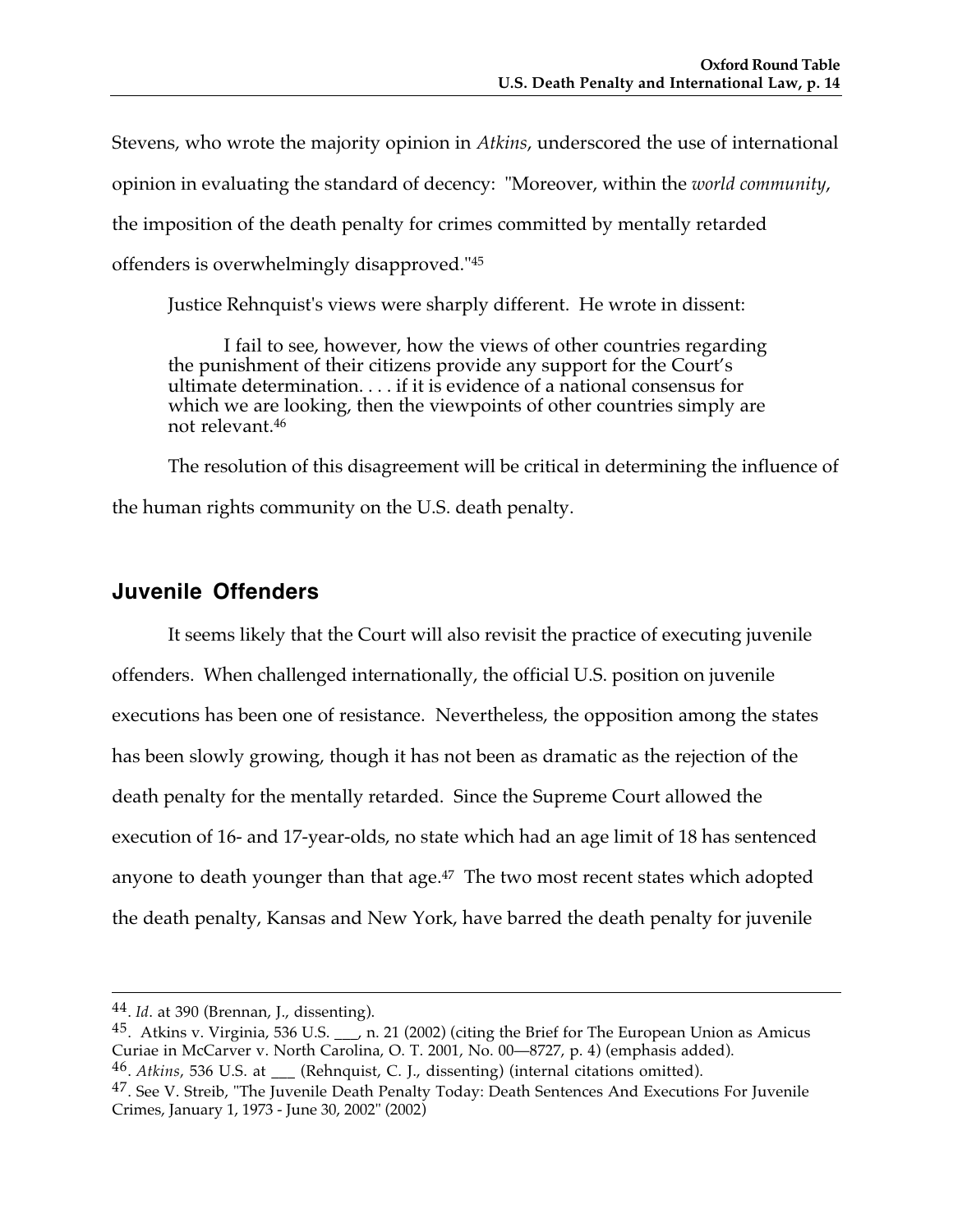Stevens, who wrote the majority opinion in *Atkins*, underscored the use of international opinion in evaluating the standard of decency: "Moreover, within the *world community*, the imposition of the death penalty for crimes committed by mentally retarded offenders is overwhelmingly disapproved."[45]

Justice Rehnquist's views were sharply different. He wrote in dissent:

> I fail to see, however, how the views of other countries regarding the punishment of their citizens provide any support for the Court's ultimate determination. . . . if it is evidence of a national consensus for which we are looking, then the viewpoints of other countries simply are not relevant.[46]

The resolution of this disagreement will be critical in determining the influence of the human rights community on the U.S. death penalty.

## Juvenile Offenders

It seems likely that the Court will also revisit the practice of executing juvenile offenders. When challenged internationally, the official U.S. position on juvenile executions has been one of resistance. Nevertheless, the opposition among the states has been slowly growing, though it has not been as dramatic as the rejection of the death penalty for the mentally retarded. Since the Supreme Court allowed the execution of 16- and 17-year-olds, no state which had an age limit of 18 has sentenced anyone to death younger than that age.[47] The two most recent states which adopted the death penalty, Kansas and New York, have barred the death penalty for juvenile

---

44. *Id*. at 390 (Brennan, J., dissenting).

45. Atkins v. Virginia, 536 U.S. ___, n. 21 (2002) (citing the Brief for The European Union as Amicus Curiae in McCarver v. North Carolina, O. T. 2001, No. 00—8727, p. 4) (emphasis added).

46. *Atkins*, 536 U.S. at ___ (Rehnquist, C. J., dissenting) (internal citations omitted).

47. See V. Streib, "The Juvenile Death Penalty Today: Death Sentences And Executions For Juvenile Crimes, January 1, 1973 - June 30, 2002" (2002)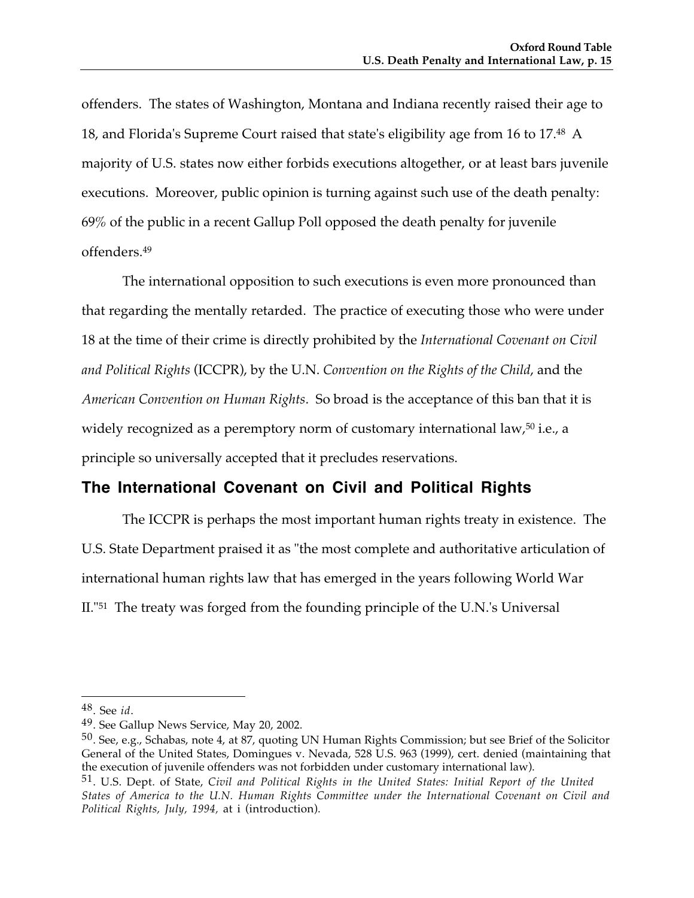offenders. The states of Washington, Montana and Indiana recently raised their age to 18, and Florida's Supreme Court raised that state's eligibility age from 16 to 17.[48] A majority of U.S. states now either forbids executions altogether, or at least bars juvenile executions. Moreover, public opinion is turning against such use of the death penalty: 69% of the public in a recent Gallup Poll opposed the death penalty for juvenile offenders.[49]

The international opposition to such executions is even more pronounced than that regarding the mentally retarded. The practice of executing those who were under 18 at the time of their crime is directly prohibited by the *International Covenant on Civil and Political Rights* (ICCPR), by the U.N. *Convention on the Rights of the Child*, and the *American Convention on Human Rights*. So broad is the acceptance of this ban that it is widely recognized as a peremptory norm of customary international law,[50] i.e., a principle so universally accepted that it precludes reservations.

## The International Covenant on Civil and Political Rights

The ICCPR is perhaps the most important human rights treaty in existence. The U.S. State Department praised it as "the most complete and authoritative articulation of international human rights law that has emerged in the years following World War II."[51] The treaty was forged from the founding principle of the U.N.'s Universal

---

48. See *id*.

49. See Gallup News Service, May 20, 2002.

50. See, e.g., Schabas, note 4, at 87, quoting UN Human Rights Commission; but see Brief of the Solicitor General of the United States, Domingues v. Nevada, 528 U.S. 963 (1999), cert. denied (maintaining that the execution of juvenile offenders was not forbidden under customary international law).

51. U.S. Dept. of State, *Civil and Political Rights in the United States: Initial Report of the United States of America to the U.N. Human Rights Committee under the International Covenant on Civil and Political Rights, July, 1994,* at i (introduction).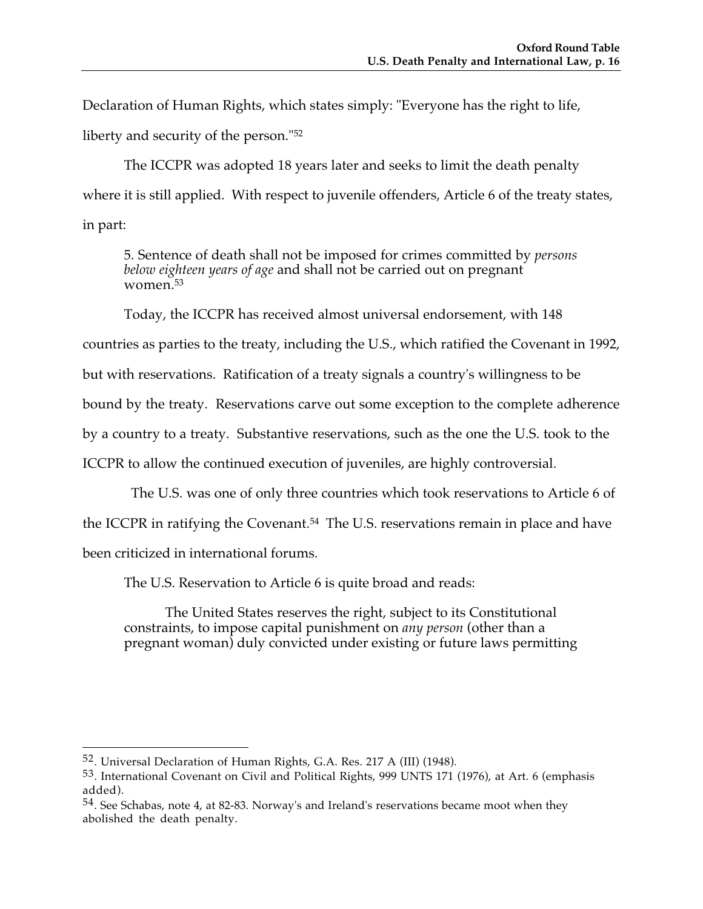Declaration of Human Rights, which states simply: "Everyone has the right to life, liberty and security of the person."[52]

The ICCPR was adopted 18 years later and seeks to limit the death penalty where it is still applied. With respect to juvenile offenders, Article 6 of the treaty states, in part:

> 5. Sentence of death shall not be imposed for crimes committed by *persons below eighteen years of age* and shall not be carried out on pregnant women.[53]

Today, the ICCPR has received almost universal endorsement, with 148 countries as parties to the treaty, including the U.S., which ratified the Covenant in 1992, but with reservations. Ratification of a treaty signals a country's willingness to be bound by the treaty. Reservations carve out some exception to the complete adherence by a country to a treaty. Substantive reservations, such as the one the U.S. took to the ICCPR to allow the continued execution of juveniles, are highly controversial.

The U.S. was one of only three countries which took reservations to Article 6 of the ICCPR in ratifying the Covenant.[54] The U.S. reservations remain in place and have been criticized in international forums.

The U.S. Reservation to Article 6 is quite broad and reads:

> The United States reserves the right, subject to its Constitutional constraints, to impose capital punishment on *any person* (other than a pregnant woman) duly convicted under existing or future laws permitting

---

[52]. Universal Declaration of Human Rights, G.A. Res. 217 A (III) (1948).

[53]. International Covenant on Civil and Political Rights, 999 UNTS 171 (1976), at Art. 6 (emphasis added).

[54]. See Schabas, note 4, at 82-83. Norway's and Ireland's reservations became moot when they abolished the death penalty.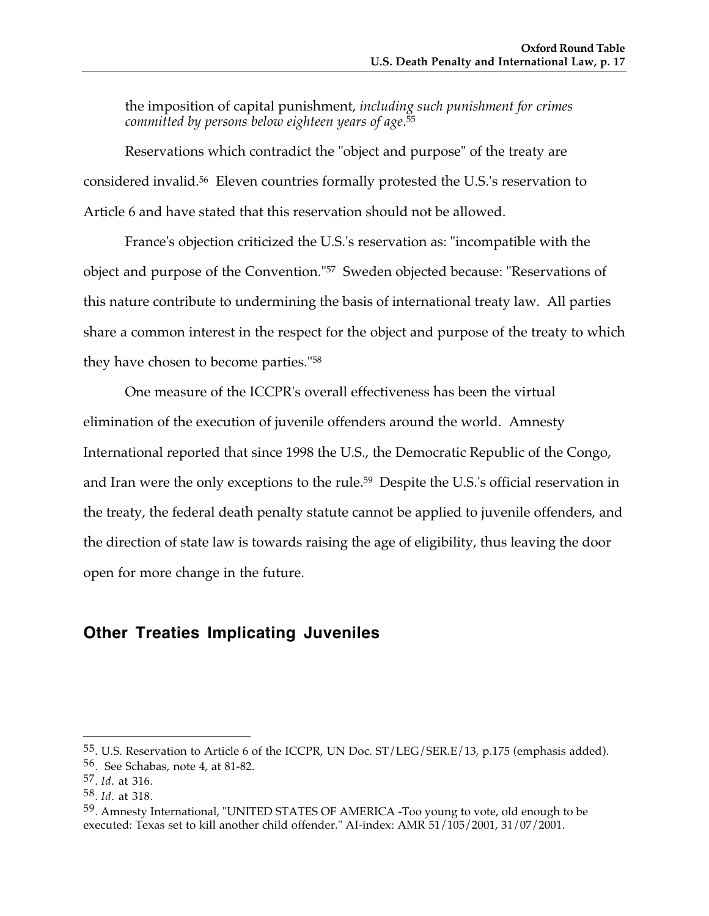the imposition of capital punishment, *including such punishment for crimes committed by persons below eighteen years of age*.[55]

Reservations which contradict the "object and purpose" of the treaty are considered invalid.[56] Eleven countries formally protested the U.S.'s reservation to Article 6 and have stated that this reservation should not be allowed.

France's objection criticized the U.S.'s reservation as: "incompatible with the object and purpose of the Convention."[57] Sweden objected because: "Reservations of this nature contribute to undermining the basis of international treaty law. All parties share a common interest in the respect for the object and purpose of the treaty to which they have chosen to become parties."[58]

One measure of the ICCPR's overall effectiveness has been the virtual elimination of the execution of juvenile offenders around the world. Amnesty International reported that since 1998 the U.S., the Democratic Republic of the Congo, and Iran were the only exceptions to the rule.[59] Despite the U.S.'s official reservation in the treaty, the federal death penalty statute cannot be applied to juvenile offenders, and the direction of state law is towards raising the age of eligibility, thus leaving the door open for more change in the future.

## Other Treaties Implicating Juveniles

---

[55]. U.S. Reservation to Article 6 of the ICCPR, UN Doc. ST/LEG/SER.E/13, p.175 (emphasis added).

[56]. See Schabas, note 4, at 81-82.

[57]. *Id*. at 316.

[58]. *Id*. at 318.

[59]. Amnesty International, "UNITED STATES OF AMERICA -Too young to vote, old enough to be executed: Texas set to kill another child offender." AI-index: AMR 51/105/2001, 31/07/2001.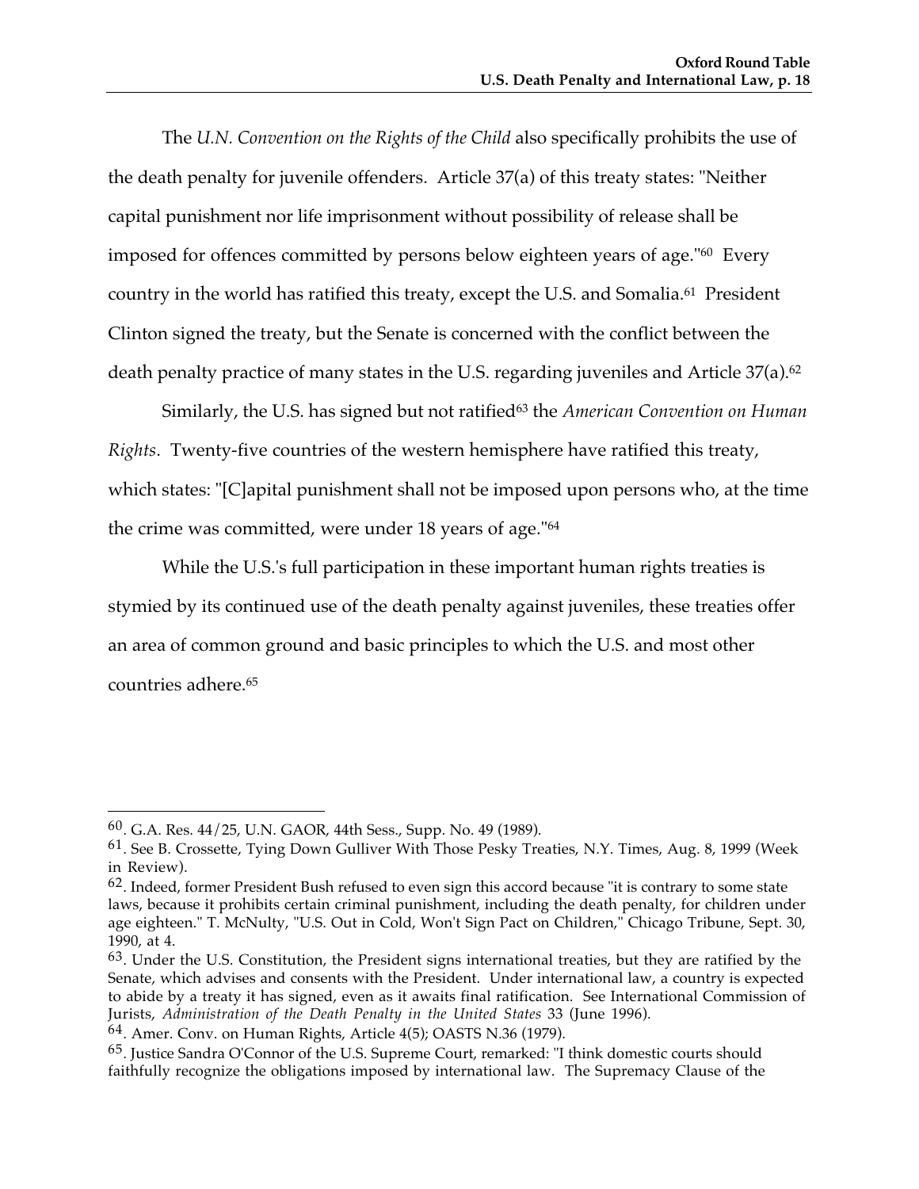The *U.N. Convention on the Rights of the Child* also specifically prohibits the use of the death penalty for juvenile offenders. Article 37(a) of this treaty states: "Neither capital punishment nor life imprisonment without possibility of release shall be imposed for offences committed by persons below eighteen years of age."[60] Every country in the world has ratified this treaty, except the U.S. and Somalia.[61] President Clinton signed the treaty, but the Senate is concerned with the conflict between the death penalty practice of many states in the U.S. regarding juveniles and Article 37(a).[62]

Similarly, the U.S. has signed but not ratified[63] the *American Convention on Human Rights*. Twenty-five countries of the western hemisphere have ratified this treaty, which states: "[C]apital punishment shall not be imposed upon persons who, at the time the crime was committed, were under 18 years of age."[64]

While the U.S.'s full participation in these important human rights treaties is stymied by its continued use of the death penalty against juveniles, these treaties offer an area of common ground and basic principles to which the U.S. and most other countries adhere.[65]

---

[60]. G.A. Res. 44/25, U.N. GAOR, 44th Sess., Supp. No. 49 (1989).

[61]. See B. Crossette, Tying Down Gulliver With Those Pesky Treaties, N.Y. Times, Aug. 8, 1999 (Week in Review).

[62]. Indeed, former President Bush refused to even sign this accord because "it is contrary to some state laws, because it prohibits certain criminal punishment, including the death penalty, for children under age eighteen." T. McNulty, "U.S. Out in Cold, Won't Sign Pact on Children," Chicago Tribune, Sept. 30, 1990, at 4.

[63]. Under the U.S. Constitution, the President signs international treaties, but they are ratified by the Senate, which advises and consents with the President. Under international law, a country is expected to abide by a treaty it has signed, even as it awaits final ratification. See International Commission of Jurists, *Administration of the Death Penalty in the United States* 33 (June 1996).

[64]. Amer. Conv. on Human Rights, Article 4(5); OASTS N.36 (1979).

[65]. Justice Sandra O'Connor of the U.S. Supreme Court, remarked: "I think domestic courts should faithfully recognize the obligations imposed by international law. The Supremacy Clause of the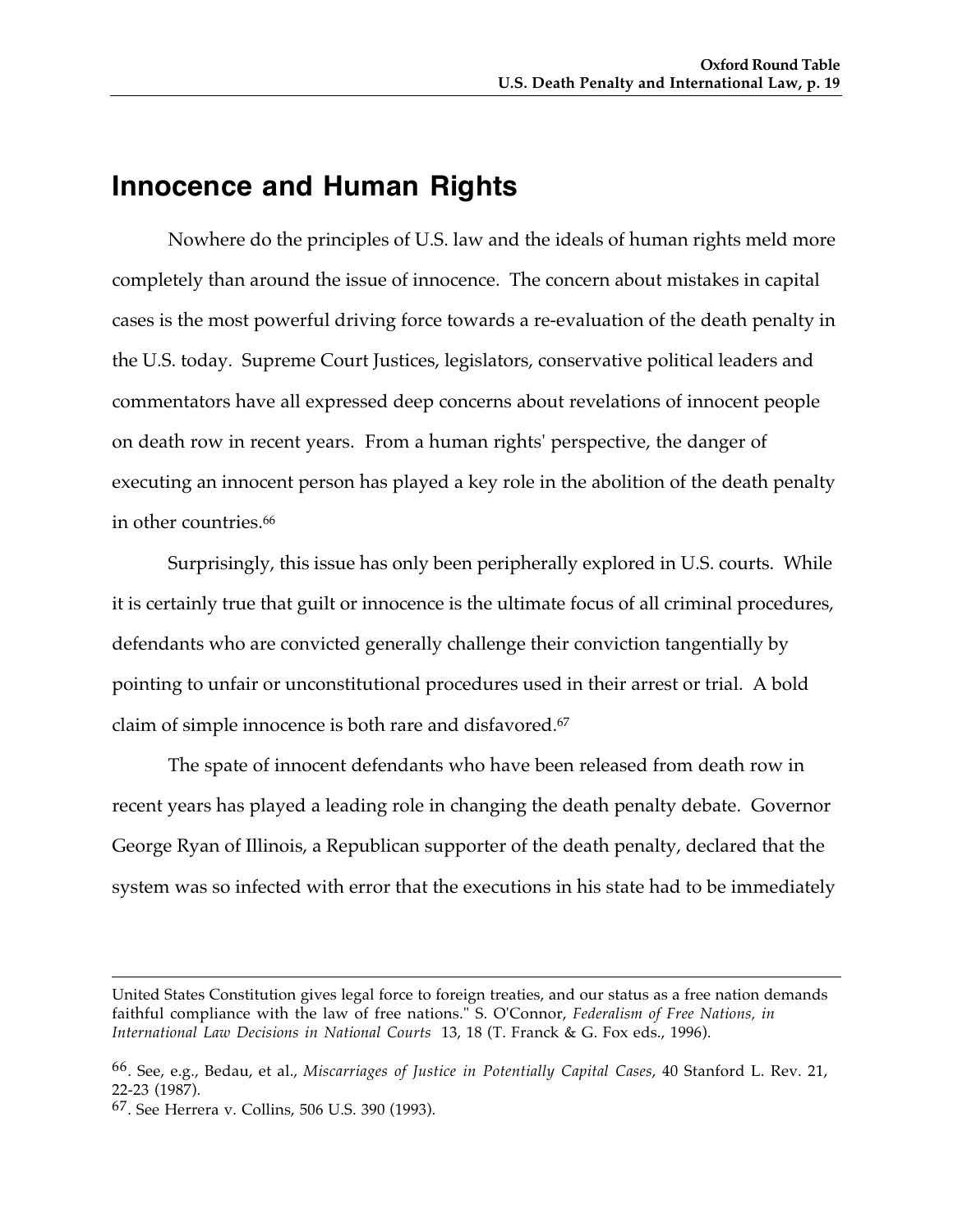## Innocence and Human Rights

Nowhere do the principles of U.S. law and the ideals of human rights meld more completely than around the issue of innocence. The concern about mistakes in capital cases is the most powerful driving force towards a re-evaluation of the death penalty in the U.S. today. Supreme Court Justices, legislators, conservative political leaders and commentators have all expressed deep concerns about revelations of innocent people on death row in recent years. From a human rights' perspective, the danger of executing an innocent person has played a key role in the abolition of the death penalty in other countries.[66]

Surprisingly, this issue has only been peripherally explored in U.S. courts. While it is certainly true that guilt or innocence is the ultimate focus of all criminal procedures, defendants who are convicted generally challenge their conviction tangentially by pointing to unfair or unconstitutional procedures used in their arrest or trial. A bold claim of simple innocence is both rare and disfavored.[67]

The spate of innocent defendants who have been released from death row in recent years has played a leading role in changing the death penalty debate. Governor George Ryan of Illinois, a Republican supporter of the death penalty, declared that the system was so infected with error that the executions in his state had to be immediately

---

United States Constitution gives legal force to foreign treaties, and our status as a free nation demands faithful compliance with the law of free nations." S. O'Connor, *Federalism of Free Nations, in International Law Decisions in National Courts* 13, 18 (T. Franck & G. Fox eds., 1996).

[66]. See, e.g., Bedau, et al., *Miscarriages of Justice in Potentially Capital Cases*, 40 Stanford L. Rev. 21, 22-23 (1987).

[67]. See Herrera v. Collins, 506 U.S. 390 (1993).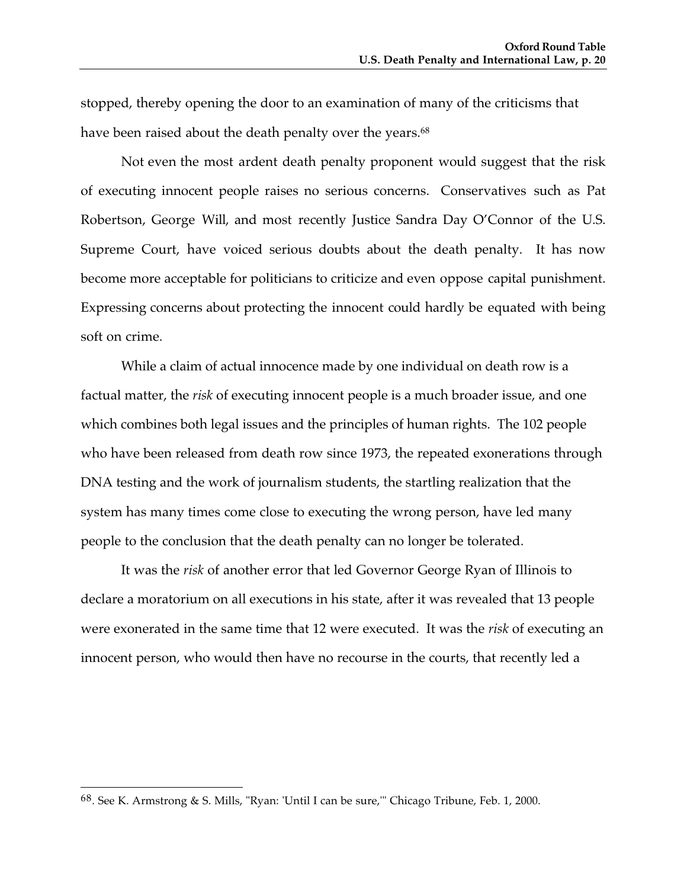stopped, thereby opening the door to an examination of many of the criticisms that have been raised about the death penalty over the years.[68]

Not even the most ardent death penalty proponent would suggest that the risk of executing innocent people raises no serious concerns. Conservatives such as Pat Robertson, George Will, and most recently Justice Sandra Day O'Connor of the U.S. Supreme Court, have voiced serious doubts about the death penalty. It has now become more acceptable for politicians to criticize and even oppose capital punishment. Expressing concerns about protecting the innocent could hardly be equated with being soft on crime.

While a claim of actual innocence made by one individual on death row is a factual matter, the *risk* of executing innocent people is a much broader issue, and one which combines both legal issues and the principles of human rights. The 102 people who have been released from death row since 1973, the repeated exonerations through DNA testing and the work of journalism students, the startling realization that the system has many times come close to executing the wrong person, have led many people to the conclusion that the death penalty can no longer be tolerated.

It was the *risk* of another error that led Governor George Ryan of Illinois to declare a moratorium on all executions in his state, after it was revealed that 13 people were exonerated in the same time that 12 were executed. It was the *risk* of executing an innocent person, who would then have no recourse in the courts, that recently led a

---

68. See K. Armstrong & S. Mills, "Ryan: 'Until I can be sure,'" Chicago Tribune, Feb. 1, 2000.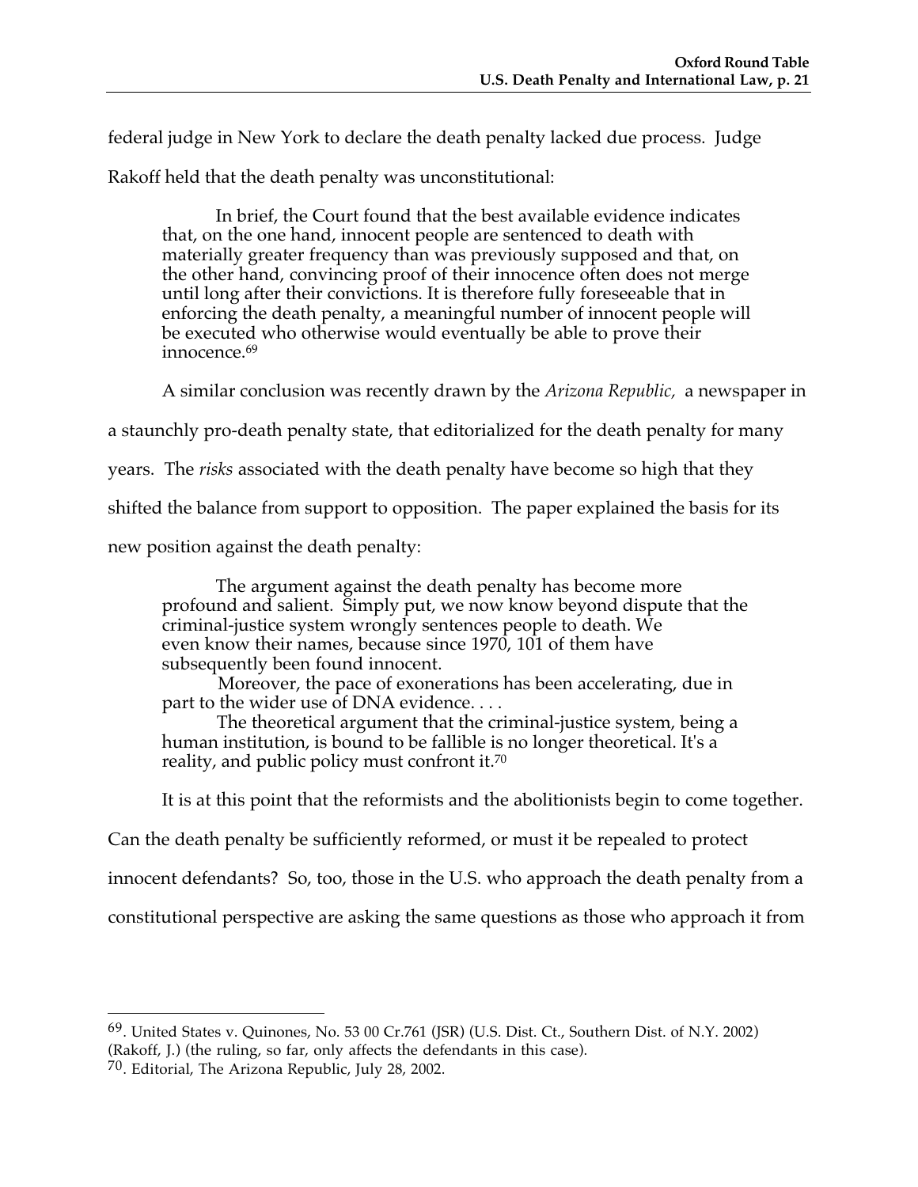federal judge in New York to declare the death penalty lacked due process. Judge Rakoff held that the death penalty was unconstitutional:

> In brief, the Court found that the best available evidence indicates that, on the one hand, innocent people are sentenced to death with materially greater frequency than was previously supposed and that, on the other hand, convincing proof of their innocence often does not merge until long after their convictions. It is therefore fully foreseeable that in enforcing the death penalty, a meaningful number of innocent people will be executed who otherwise would eventually be able to prove their innocence.[69]

A similar conclusion was recently drawn by the *Arizona Republic,* a newspaper in a staunchly pro-death penalty state, that editorialized for the death penalty for many years. The *risks* associated with the death penalty have become so high that they shifted the balance from support to opposition. The paper explained the basis for its new position against the death penalty:

> The argument against the death penalty has become more profound and salient. Simply put, we now know beyond dispute that the criminal-justice system wrongly sentences people to death. We even know their names, because since 1970, 101 of them have subsequently been found innocent.
>
> Moreover, the pace of exonerations has been accelerating, due in part to the wider use of DNA evidence. . . .
>
> The theoretical argument that the criminal-justice system, being a human institution, is bound to be fallible is no longer theoretical. It's a reality, and public policy must confront it.[70]

It is at this point that the reformists and the abolitionists begin to come together. Can the death penalty be sufficiently reformed, or must it be repealed to protect innocent defendants? So, too, those in the U.S. who approach the death penalty from a constitutional perspective are asking the same questions as those who approach it from

---

69. United States v. Quinones, No. 53 00 Cr.761 (JSR) (U.S. Dist. Ct., Southern Dist. of N.Y. 2002) (Rakoff, J.) (the ruling, so far, only affects the defendants in this case).

70. Editorial, The Arizona Republic, July 28, 2002.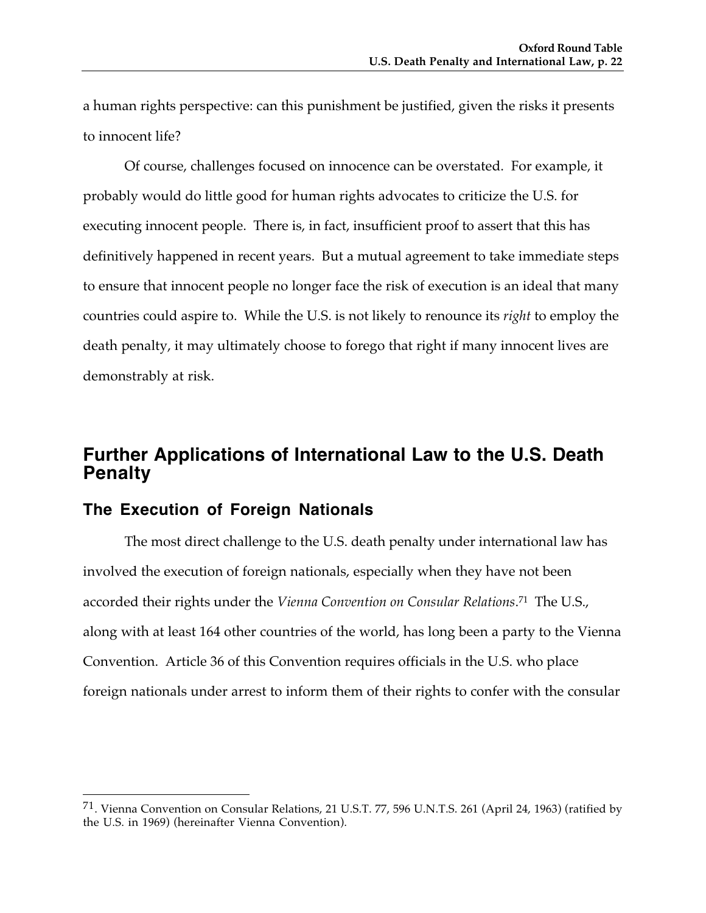a human rights perspective: can this punishment be justified, given the risks it presents to innocent life?

Of course, challenges focused on innocence can be overstated. For example, it probably would do little good for human rights advocates to criticize the U.S. for executing innocent people. There is, in fact, insufficient proof to assert that this has definitively happened in recent years. But a mutual agreement to take immediate steps to ensure that innocent people no longer face the risk of execution is an ideal that many countries could aspire to. While the U.S. is not likely to renounce its *right* to employ the death penalty, it may ultimately choose to forego that right if many innocent lives are demonstrably at risk.

## Further Applications of International Law to the U.S. Death Penalty

### The Execution of Foreign Nationals

The most direct challenge to the U.S. death penalty under international law has involved the execution of foreign nationals, especially when they have not been accorded their rights under the *Vienna Convention on Consular Relations*.[71] The U.S., along with at least 164 other countries of the world, has long been a party to the Vienna Convention. Article 36 of this Convention requires officials in the U.S. who place foreign nationals under arrest to inform them of their rights to confer with the consular

---

[71]. Vienna Convention on Consular Relations, 21 U.S.T. 77, 596 U.N.T.S. 261 (April 24, 1963) (ratified by the U.S. in 1969) (hereinafter Vienna Convention).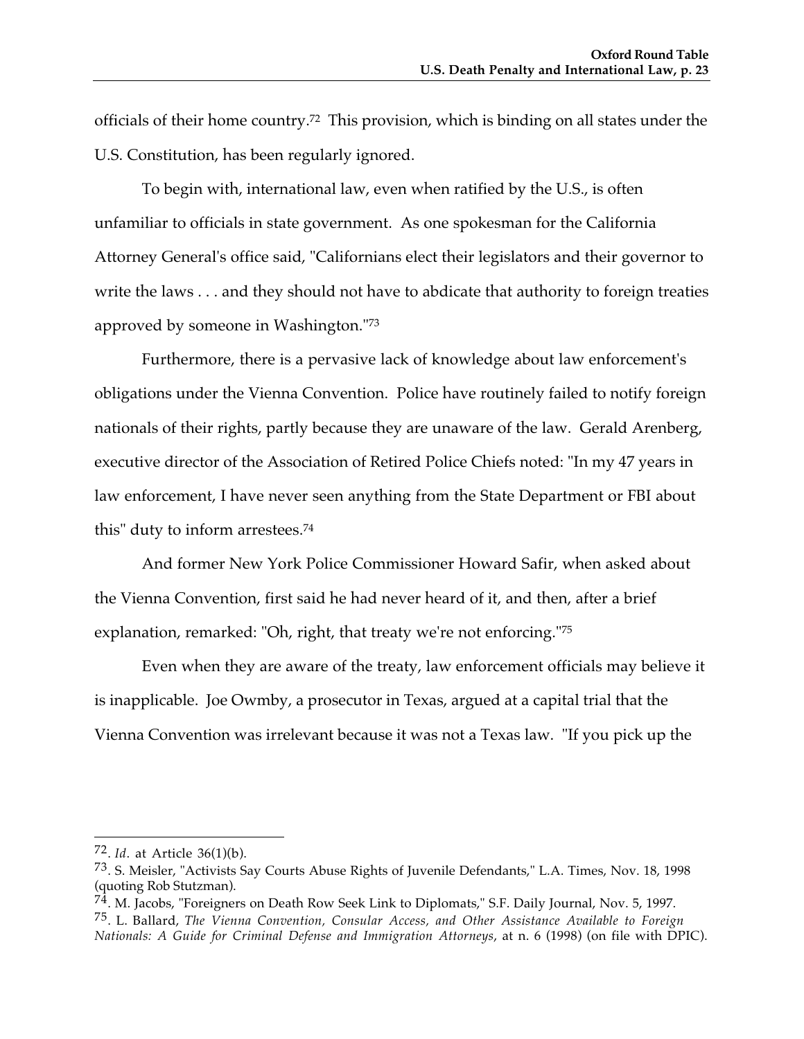officials of their home country.[72] This provision, which is binding on all states under the U.S. Constitution, has been regularly ignored.

To begin with, international law, even when ratified by the U.S., is often unfamiliar to officials in state government. As one spokesman for the California Attorney General's office said, "Californians elect their legislators and their governor to write the laws . . . and they should not have to abdicate that authority to foreign treaties approved by someone in Washington."[73]

Furthermore, there is a pervasive lack of knowledge about law enforcement's obligations under the Vienna Convention. Police have routinely failed to notify foreign nationals of their rights, partly because they are unaware of the law. Gerald Arenberg, executive director of the Association of Retired Police Chiefs noted: "In my 47 years in law enforcement, I have never seen anything from the State Department or FBI about this" duty to inform arrestees.[74]

And former New York Police Commissioner Howard Safir, when asked about the Vienna Convention, first said he had never heard of it, and then, after a brief explanation, remarked: "Oh, right, that treaty we're not enforcing."[75]

Even when they are aware of the treaty, law enforcement officials may believe it is inapplicable. Joe Owmby, a prosecutor in Texas, argued at a capital trial that the Vienna Convention was irrelevant because it was not a Texas law. "If you pick up the

---

72. *Id*. at Article 36(1)(b).

73. S. Meisler, "Activists Say Courts Abuse Rights of Juvenile Defendants," L.A. Times, Nov. 18, 1998 (quoting Rob Stutzman).

74. M. Jacobs, "Foreigners on Death Row Seek Link to Diplomats," S.F. Daily Journal, Nov. 5, 1997.

75. L. Ballard, *The Vienna Convention, Consular Access, and Other Assistance Available to Foreign Nationals: A Guide for Criminal Defense and Immigration Attorneys*, at n. 6 (1998) (on file with DPIC).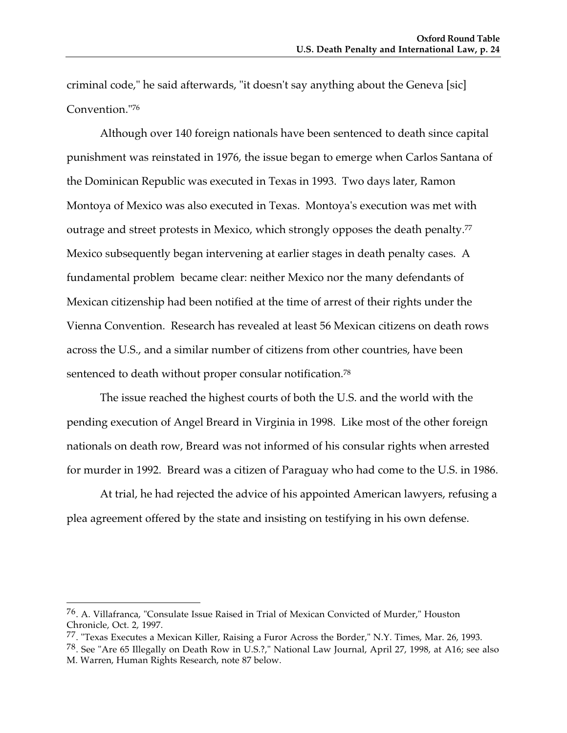criminal code," he said afterwards, "it doesn't say anything about the Geneva [sic] Convention."[76]

Although over 140 foreign nationals have been sentenced to death since capital punishment was reinstated in 1976, the issue began to emerge when Carlos Santana of the Dominican Republic was executed in Texas in 1993. Two days later, Ramon Montoya of Mexico was also executed in Texas. Montoya's execution was met with outrage and street protests in Mexico, which strongly opposes the death penalty.[77] Mexico subsequently began intervening at earlier stages in death penalty cases. A fundamental problem became clear: neither Mexico nor the many defendants of Mexican citizenship had been notified at the time of arrest of their rights under the Vienna Convention. Research has revealed at least 56 Mexican citizens on death rows across the U.S., and a similar number of citizens from other countries, have been sentenced to death without proper consular notification.[78]

The issue reached the highest courts of both the U.S. and the world with the pending execution of Angel Breard in Virginia in 1998. Like most of the other foreign nationals on death row, Breard was not informed of his consular rights when arrested for murder in 1992. Breard was a citizen of Paraguay who had come to the U.S. in 1986.

At trial, he had rejected the advice of his appointed American lawyers, refusing a plea agreement offered by the state and insisting on testifying in his own defense.

---

[76]. A. Villafranca, "Consulate Issue Raised in Trial of Mexican Convicted of Murder," Houston Chronicle, Oct. 2, 1997.

[77]. "Texas Executes a Mexican Killer, Raising a Furor Across the Border," N.Y. Times, Mar. 26, 1993.

[78]. See "Are 65 Illegally on Death Row in U.S.?," National Law Journal, April 27, 1998, at A16; see also M. Warren, Human Rights Research, note 87 below.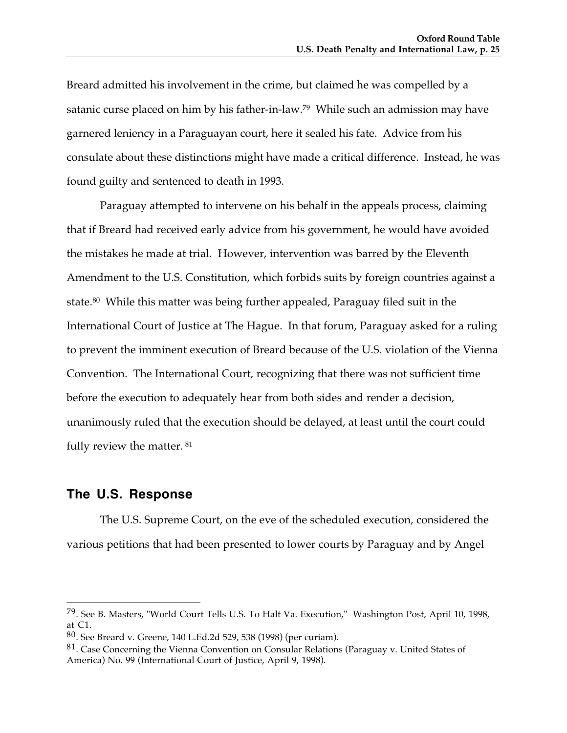Breard admitted his involvement in the crime, but claimed he was compelled by a satanic curse placed on him by his father-in-law.[79] While such an admission may have garnered leniency in a Paraguayan court, here it sealed his fate. Advice from his consulate about these distinctions might have made a critical difference. Instead, he was found guilty and sentenced to death in 1993.

Paraguay attempted to intervene on his behalf in the appeals process, claiming that if Breard had received early advice from his government, he would have avoided the mistakes he made at trial. However, intervention was barred by the Eleventh Amendment to the U.S. Constitution, which forbids suits by foreign countries against a state.[80] While this matter was being further appealed, Paraguay filed suit in the International Court of Justice at The Hague. In that forum, Paraguay asked for a ruling to prevent the imminent execution of Breard because of the U.S. violation of the Vienna Convention. The International Court, recognizing that there was not sufficient time before the execution to adequately hear from both sides and render a decision, unanimously ruled that the execution should be delayed, at least until the court could fully review the matter.[81]

## The U.S. Response

The U.S. Supreme Court, on the eve of the scheduled execution, considered the various petitions that had been presented to lower courts by Paraguay and by Angel

---

79. See B. Masters, "World Court Tells U.S. To Halt Va. Execution," Washington Post, April 10, 1998, at C1.

80. See Breard v. Greene, 140 L.Ed.2d 529, 538 (1998) (per curiam).

81. Case Concerning the Vienna Convention on Consular Relations (Paraguay v. United States of America) No. 99 (International Court of Justice, April 9, 1998).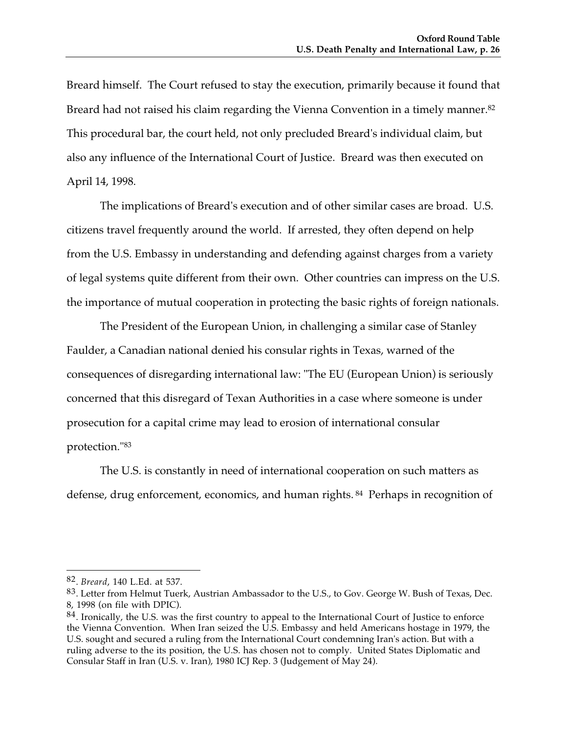Breard himself. The Court refused to stay the execution, primarily because it found that Breard had not raised his claim regarding the Vienna Convention in a timely manner.[82] This procedural bar, the court held, not only precluded Breard's individual claim, but also any influence of the International Court of Justice. Breard was then executed on April 14, 1998.

The implications of Breard's execution and of other similar cases are broad. U.S. citizens travel frequently around the world. If arrested, they often depend on help from the U.S. Embassy in understanding and defending against charges from a variety of legal systems quite different from their own. Other countries can impress on the U.S. the importance of mutual cooperation in protecting the basic rights of foreign nationals.

The President of the European Union, in challenging a similar case of Stanley Faulder, a Canadian national denied his consular rights in Texas, warned of the consequences of disregarding international law: "The EU (European Union) is seriously concerned that this disregard of Texan Authorities in a case where someone is under prosecution for a capital crime may lead to erosion of international consular protection."[83]

The U.S. is constantly in need of international cooperation on such matters as defense, drug enforcement, economics, and human rights.[84] Perhaps in recognition of

---

[82]. *Breard*, 140 L.Ed. at 537.

[83]. Letter from Helmut Tuerk, Austrian Ambassador to the U.S., to Gov. George W. Bush of Texas, Dec. 8, 1998 (on file with DPIC).

[84]. Ironically, the U.S. was the first country to appeal to the International Court of Justice to enforce the Vienna Convention. When Iran seized the U.S. Embassy and held Americans hostage in 1979, the U.S. sought and secured a ruling from the International Court condemning Iran's action. But with a ruling adverse to the its position, the U.S. has chosen not to comply. United States Diplomatic and Consular Staff in Iran (U.S. v. Iran), 1980 ICJ Rep. 3 (Judgement of May 24).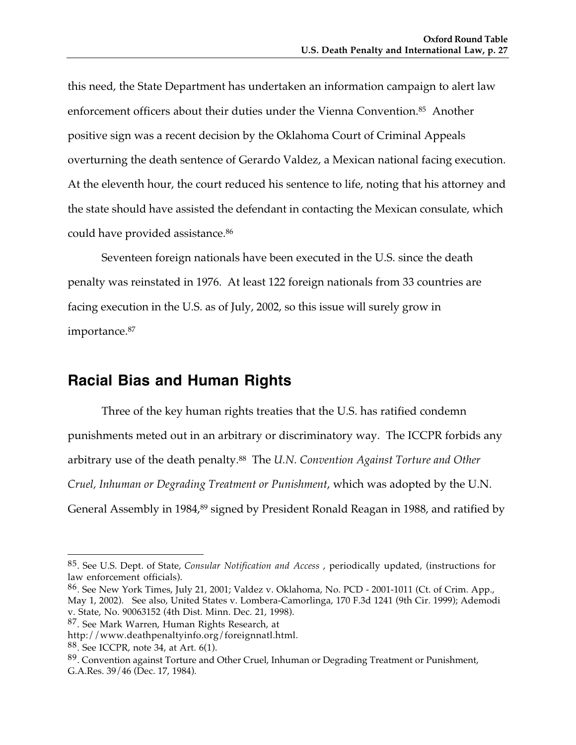this need, the State Department has undertaken an information campaign to alert law enforcement officers about their duties under the Vienna Convention.[85] Another positive sign was a recent decision by the Oklahoma Court of Criminal Appeals overturning the death sentence of Gerardo Valdez, a Mexican national facing execution. At the eleventh hour, the court reduced his sentence to life, noting that his attorney and the state should have assisted the defendant in contacting the Mexican consulate, which could have provided assistance.[86]

Seventeen foreign nationals have been executed in the U.S. since the death penalty was reinstated in 1976. At least 122 foreign nationals from 33 countries are facing execution in the U.S. as of July, 2002, so this issue will surely grow in importance.[87]

## Racial Bias and Human Rights

Three of the key human rights treaties that the U.S. has ratified condemn punishments meted out in an arbitrary or discriminatory way. The ICCPR forbids any arbitrary use of the death penalty.[88] The *U.N. Convention Against Torture and Other Cruel, Inhuman or Degrading Treatment or Punishment*, which was adopted by the U.N. General Assembly in 1984,[89] signed by President Ronald Reagan in 1988, and ratified by

---

85. See U.S. Dept. of State, *Consular Notification and Access* , periodically updated, (instructions for law enforcement officials).

86. See New York Times, July 21, 2001; Valdez v. Oklahoma, No. PCD - 2001-1011 (Ct. of Crim. App., May 1, 2002). See also, United States v. Lombera-Camorlinga, 170 F.3d 1241 (9th Cir. 1999); Ademodi v. State, No. 90063152 (4th Dist. Minn. Dec. 21, 1998).

87. See Mark Warren, Human Rights Research, at http://www.deathpenaltyinfo.org/foreignnatl.html.

88. See ICCPR, note 34, at Art. 6(1).

89. Convention against Torture and Other Cruel, Inhuman or Degrading Treatment or Punishment, G.A.Res. 39/46 (Dec. 17, 1984).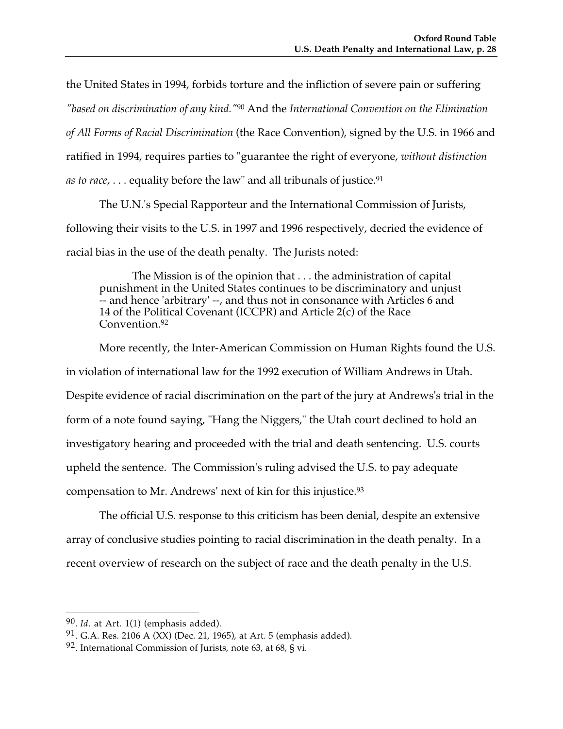the United States in 1994, forbids torture and the infliction of severe pain or suffering *"based on discrimination of any kind."*[90] And the *International Convention on the Elimination of All Forms of Racial Discrimination* (the Race Convention), signed by the U.S. in 1966 and ratified in 1994, requires parties to "guarantee the right of everyone, *without distinction as to race*, . . . equality before the law" and all tribunals of justice.[91]

The U.N.'s Special Rapporteur and the International Commission of Jurists, following their visits to the U.S. in 1997 and 1996 respectively, decried the evidence of racial bias in the use of the death penalty. The Jurists noted:

> The Mission is of the opinion that . . . the administration of capital punishment in the United States continues to be discriminatory and unjust -- and hence 'arbitrary' --, and thus not in consonance with Articles 6 and 14 of the Political Covenant (ICCPR) and Article 2(c) of the Race Convention.[92]

More recently, the Inter-American Commission on Human Rights found the U.S. in violation of international law for the 1992 execution of William Andrews in Utah. Despite evidence of racial discrimination on the part of the jury at Andrews's trial in the form of a note found saying, "Hang the Niggers," the Utah court declined to hold an investigatory hearing and proceeded with the trial and death sentencing. U.S. courts upheld the sentence. The Commission's ruling advised the U.S. to pay adequate compensation to Mr. Andrews' next of kin for this injustice.[93]

The official U.S. response to this criticism has been denial, despite an extensive array of conclusive studies pointing to racial discrimination in the death penalty. In a recent overview of research on the subject of race and the death penalty in the U.S.

---

90. *Id*. at Art. 1(1) (emphasis added).

91. G.A. Res. 2106 A (XX) (Dec. 21, 1965), at Art. 5 (emphasis added).

92. International Commission of Jurists, note 63, at 68, § vi.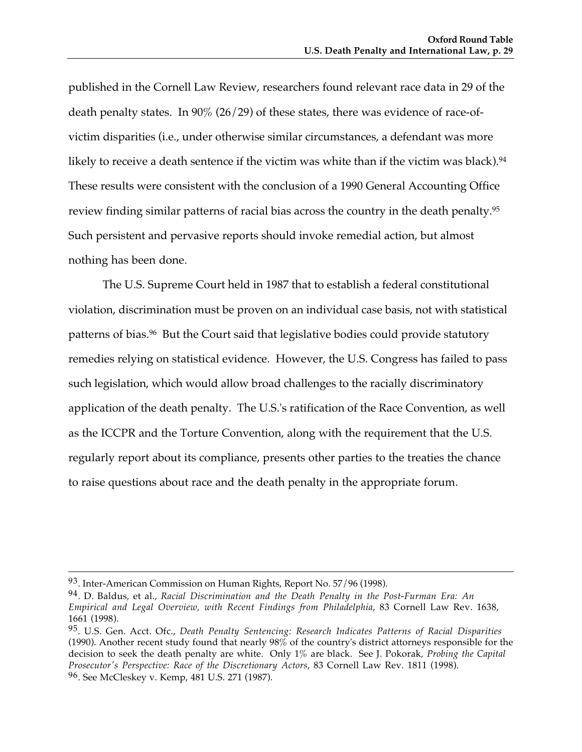published in the Cornell Law Review, researchers found relevant race data in 29 of the death penalty states. In 90% (26/29) of these states, there was evidence of race-of-victim disparities (i.e., under otherwise similar circumstances, a defendant was more likely to receive a death sentence if the victim was white than if the victim was black).[94] These results were consistent with the conclusion of a 1990 General Accounting Office review finding similar patterns of racial bias across the country in the death penalty.[95] Such persistent and pervasive reports should invoke remedial action, but almost nothing has been done.

The U.S. Supreme Court held in 1987 that to establish a federal constitutional violation, discrimination must be proven on an individual case basis, not with statistical patterns of bias.[96] But the Court said that legislative bodies could provide statutory remedies relying on statistical evidence. However, the U.S. Congress has failed to pass such legislation, which would allow broad challenges to the racially discriminatory application of the death penalty. The U.S.'s ratification of the Race Convention, as well as the ICCPR and the Torture Convention, along with the requirement that the U.S. regularly report about its compliance, presents other parties to the treaties the chance to raise questions about race and the death penalty in the appropriate forum.

---

93. Inter-American Commission on Human Rights, Report No. 57/96 (1998).

94. D. Baldus, et al., *Racial Discrimination and the Death Penalty in the Post-Furman Era: An Empirical and Legal Overview, with Recent Findings from Philadelphia*, 83 Cornell Law Rev. 1638, 1661 (1998).

95. U.S. Gen. Acct. Ofc., *Death Penalty Sentencing: Research Indicates Patterns of Racial Disparities* (1990). Another recent study found that nearly 98% of the country's district attorneys responsible for the decision to seek the death penalty are white. Only 1% are black. See J. Pokorak, *Probing the Capital Prosecutor's Perspective: Race of the Discretionary Actors*, 83 Cornell Law Rev. 1811 (1998).

96. See McCleskey v. Kemp, 481 U.S. 271 (1987).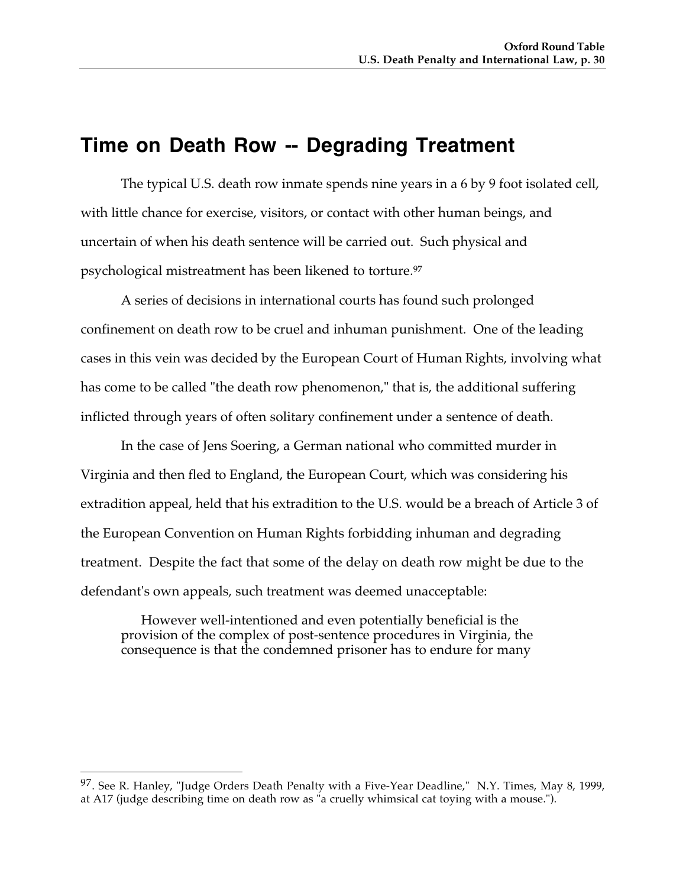## Time on Death Row -- Degrading Treatment

The typical U.S. death row inmate spends nine years in a 6 by 9 foot isolated cell, with little chance for exercise, visitors, or contact with other human beings, and uncertain of when his death sentence will be carried out. Such physical and psychological mistreatment has been likened to torture.[97]

A series of decisions in international courts has found such prolonged confinement on death row to be cruel and inhuman punishment. One of the leading cases in this vein was decided by the European Court of Human Rights, involving what has come to be called "the death row phenomenon," that is, the additional suffering inflicted through years of often solitary confinement under a sentence of death.

In the case of Jens Soering, a German national who committed murder in Virginia and then fled to England, the European Court, which was considering his extradition appeal, held that his extradition to the U.S. would be a breach of Article 3 of the European Convention on Human Rights forbidding inhuman and degrading treatment. Despite the fact that some of the delay on death row might be due to the defendant's own appeals, such treatment was deemed unacceptable:

> However well-intentioned and even potentially beneficial is the provision of the complex of post-sentence procedures in Virginia, the consequence is that the condemned prisoner has to endure for many

---

[97]. See R. Hanley, "Judge Orders Death Penalty with a Five-Year Deadline," N.Y. Times, May 8, 1999, at A17 (judge describing time on death row as "a cruelly whimsical cat toying with a mouse.").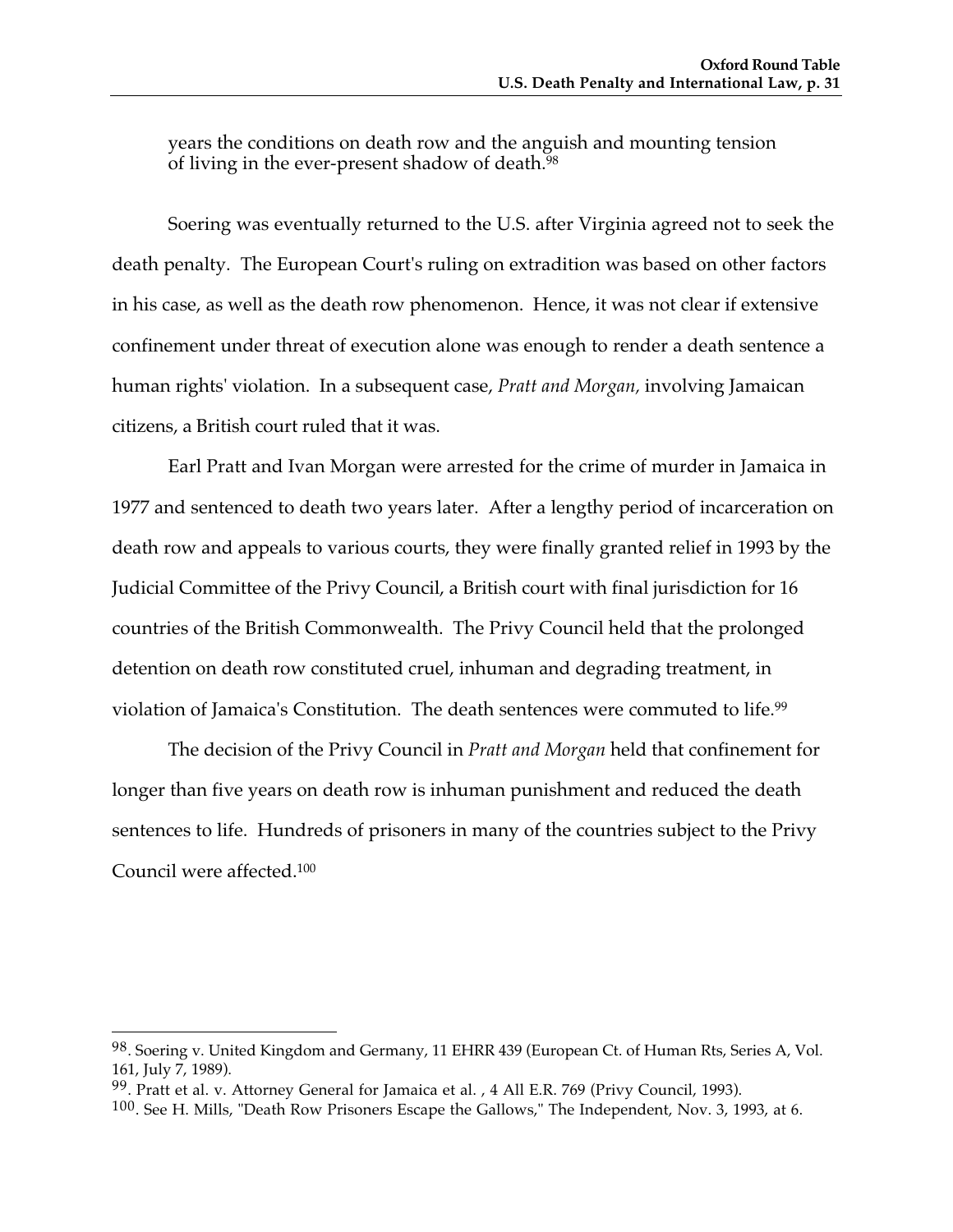years the conditions on death row and the anguish and mounting tension of living in the ever-present shadow of death.[98]

Soering was eventually returned to the U.S. after Virginia agreed not to seek the death penalty. The European Court's ruling on extradition was based on other factors in his case, as well as the death row phenomenon. Hence, it was not clear if extensive confinement under threat of execution alone was enough to render a death sentence a human rights' violation. In a subsequent case, *Pratt and Morgan,* involving Jamaican citizens, a British court ruled that it was.

Earl Pratt and Ivan Morgan were arrested for the crime of murder in Jamaica in 1977 and sentenced to death two years later. After a lengthy period of incarceration on death row and appeals to various courts, they were finally granted relief in 1993 by the Judicial Committee of the Privy Council, a British court with final jurisdiction for 16 countries of the British Commonwealth. The Privy Council held that the prolonged detention on death row constituted cruel, inhuman and degrading treatment, in violation of Jamaica's Constitution. The death sentences were commuted to life.[99]

The decision of the Privy Council in *Pratt and Morgan* held that confinement for longer than five years on death row is inhuman punishment and reduced the death sentences to life. Hundreds of prisoners in many of the countries subject to the Privy Council were affected.[100]

---

[98]. Soering v. United Kingdom and Germany, 11 EHRR 439 (European Ct. of Human Rts, Series A, Vol. 161, July 7, 1989).

[99]. Pratt et al. v. Attorney General for Jamaica et al. , 4 All E.R. 769 (Privy Council, 1993).

[100]. See H. Mills, "Death Row Prisoners Escape the Gallows," The Independent, Nov. 3, 1993, at 6.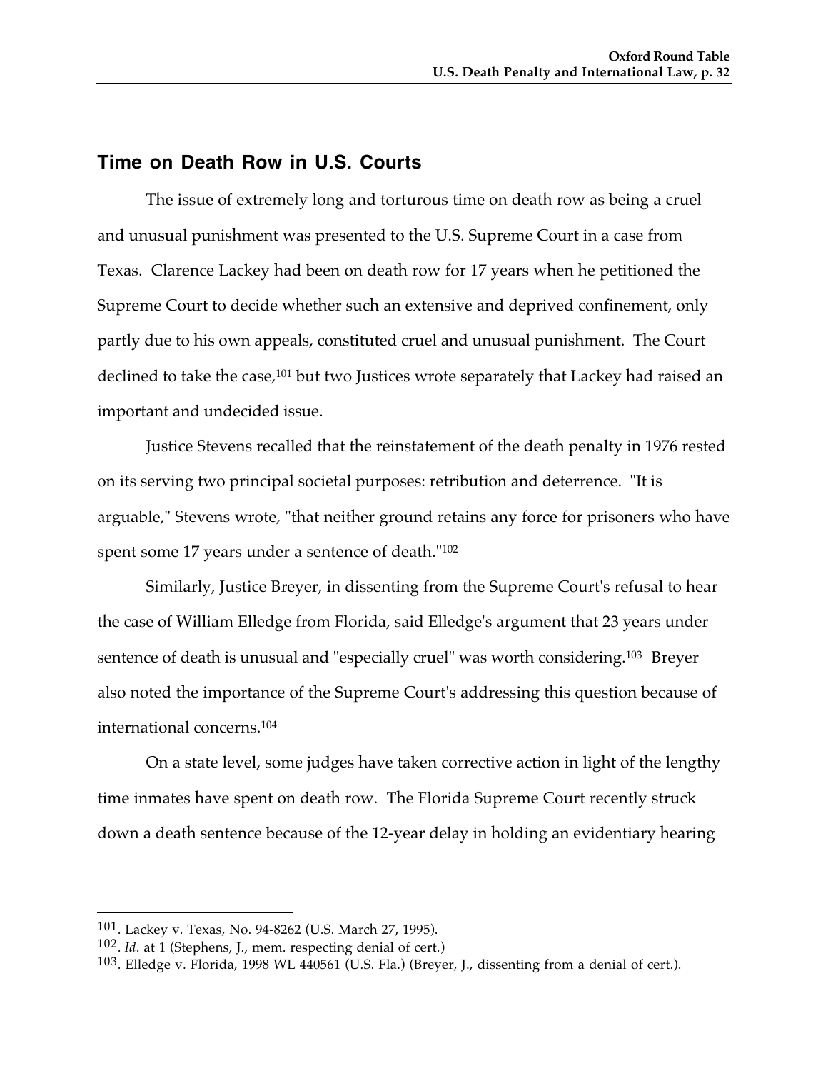## Time on Death Row in U.S. Courts

The issue of extremely long and torturous time on death row as being a cruel and unusual punishment was presented to the U.S. Supreme Court in a case from Texas. Clarence Lackey had been on death row for 17 years when he petitioned the Supreme Court to decide whether such an extensive and deprived confinement, only partly due to his own appeals, constituted cruel and unusual punishment. The Court declined to take the case,[101] but two Justices wrote separately that Lackey had raised an important and undecided issue.

Justice Stevens recalled that the reinstatement of the death penalty in 1976 rested on its serving two principal societal purposes: retribution and deterrence. "It is arguable," Stevens wrote, "that neither ground retains any force for prisoners who have spent some 17 years under a sentence of death."[102]

Similarly, Justice Breyer, in dissenting from the Supreme Court's refusal to hear the case of William Elledge from Florida, said Elledge's argument that 23 years under sentence of death is unusual and "especially cruel" was worth considering.[103] Breyer also noted the importance of the Supreme Court's addressing this question because of international concerns.[104]

On a state level, some judges have taken corrective action in light of the lengthy time inmates have spent on death row. The Florida Supreme Court recently struck down a death sentence because of the 12-year delay in holding an evidentiary hearing

---

101. Lackey v. Texas, No. 94-8262 (U.S. March 27, 1995).

102. *Id*. at 1 (Stephens, J., mem. respecting denial of cert.)

103. Elledge v. Florida, 1998 WL 440561 (U.S. Fla.) (Breyer, J., dissenting from a denial of cert.).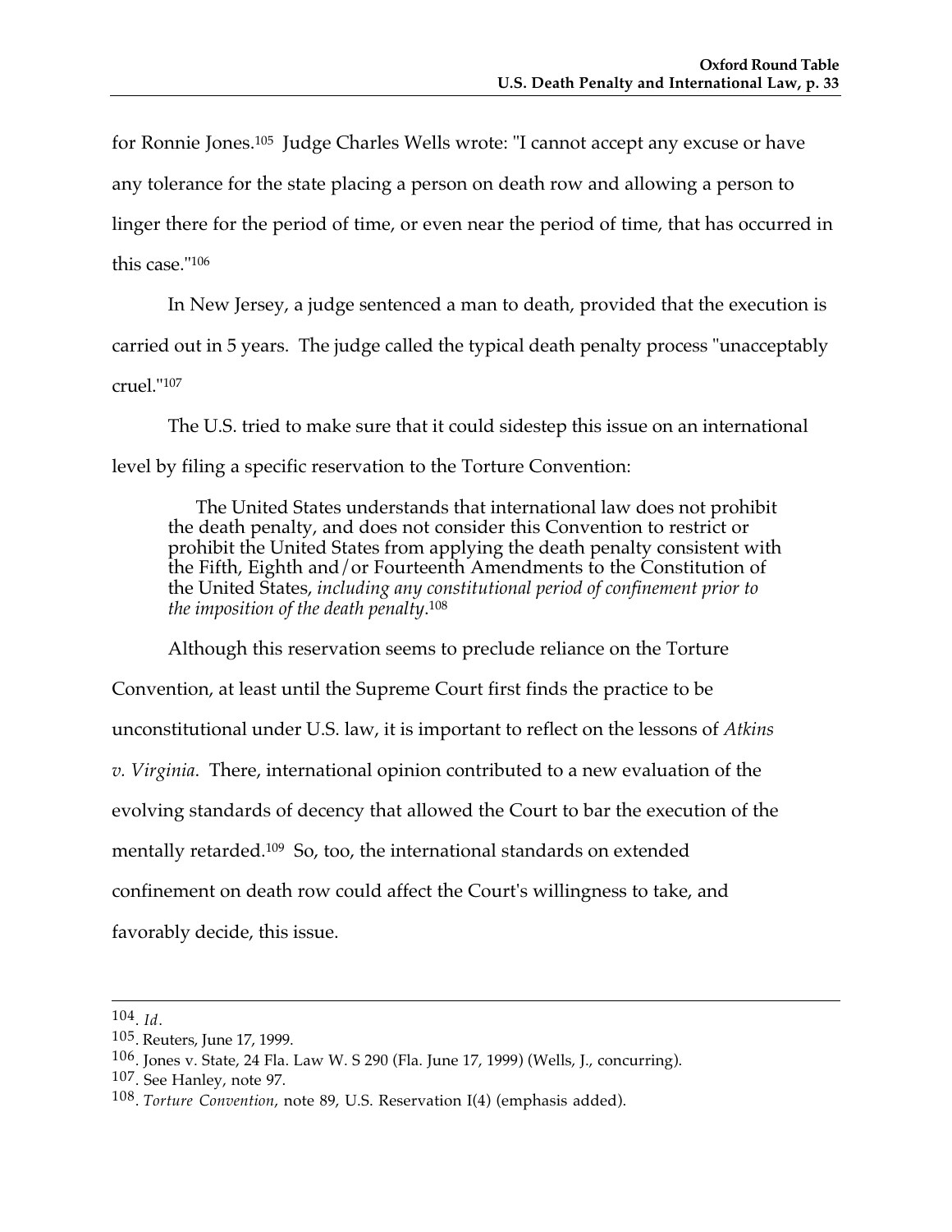for Ronnie Jones.[105] Judge Charles Wells wrote: "I cannot accept any excuse or have any tolerance for the state placing a person on death row and allowing a person to linger there for the period of time, or even near the period of time, that has occurred in this case."[106]

In New Jersey, a judge sentenced a man to death, provided that the execution is carried out in 5 years. The judge called the typical death penalty process "unacceptably cruel."[107]

The U.S. tried to make sure that it could sidestep this issue on an international level by filing a specific reservation to the Torture Convention:

> The United States understands that international law does not prohibit the death penalty, and does not consider this Convention to restrict or prohibit the United States from applying the death penalty consistent with the Fifth, Eighth and/or Fourteenth Amendments to the Constitution of the United States, *including any constitutional period of confinement prior to the imposition of the death penalty*.[108]

Although this reservation seems to preclude reliance on the Torture Convention, at least until the Supreme Court first finds the practice to be unconstitutional under U.S. law, it is important to reflect on the lessons of *Atkins v. Virginia*. There, international opinion contributed to a new evaluation of the evolving standards of decency that allowed the Court to bar the execution of the mentally retarded.[109] So, too, the international standards on extended confinement on death row could affect the Court's willingness to take, and favorably decide, this issue.

---

104. *Id*.
105. Reuters, June 17, 1999.
106. Jones v. State, 24 Fla. Law W. S 290 (Fla. June 17, 1999) (Wells, J., concurring).
107. See Hanley, note 97.
108. *Torture Convention*, note 89, U.S. Reservation I(4) (emphasis added).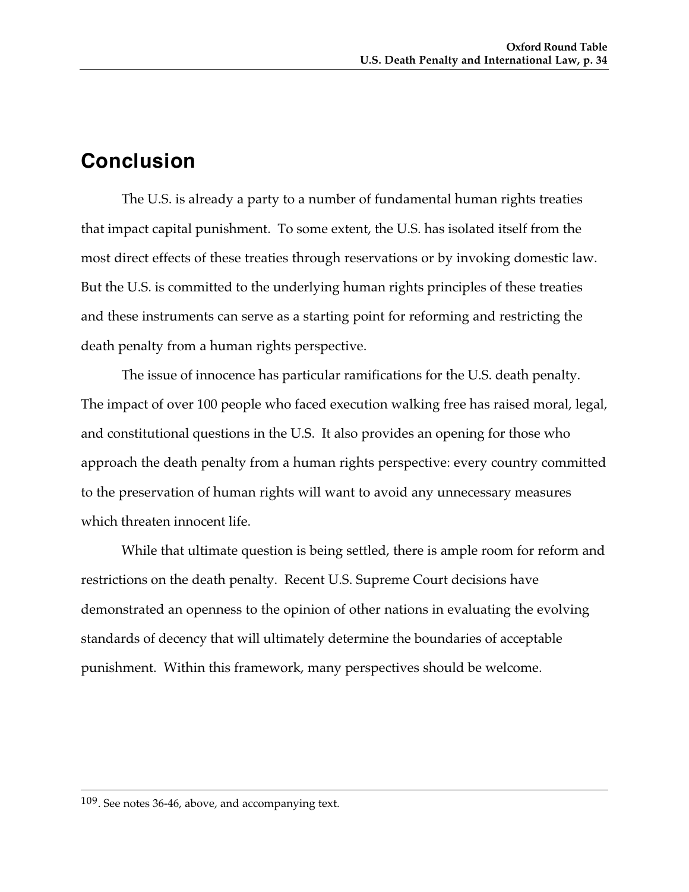## Conclusion

The U.S. is already a party to a number of fundamental human rights treaties that impact capital punishment. To some extent, the U.S. has isolated itself from the most direct effects of these treaties through reservations or by invoking domestic law. But the U.S. is committed to the underlying human rights principles of these treaties and these instruments can serve as a starting point for reforming and restricting the death penalty from a human rights perspective.

The issue of innocence has particular ramifications for the U.S. death penalty. The impact of over 100 people who faced execution walking free has raised moral, legal, and constitutional questions in the U.S. It also provides an opening for those who approach the death penalty from a human rights perspective: every country committed to the preservation of human rights will want to avoid any unnecessary measures which threaten innocent life.

While that ultimate question is being settled, there is ample room for reform and restrictions on the death penalty. Recent U.S. Supreme Court decisions have demonstrated an openness to the opinion of other nations in evaluating the evolving standards of decency that will ultimately determine the boundaries of acceptable punishment. Within this framework, many perspectives should be welcome.

---

[109]. See notes 36-46, above, and accompanying text.